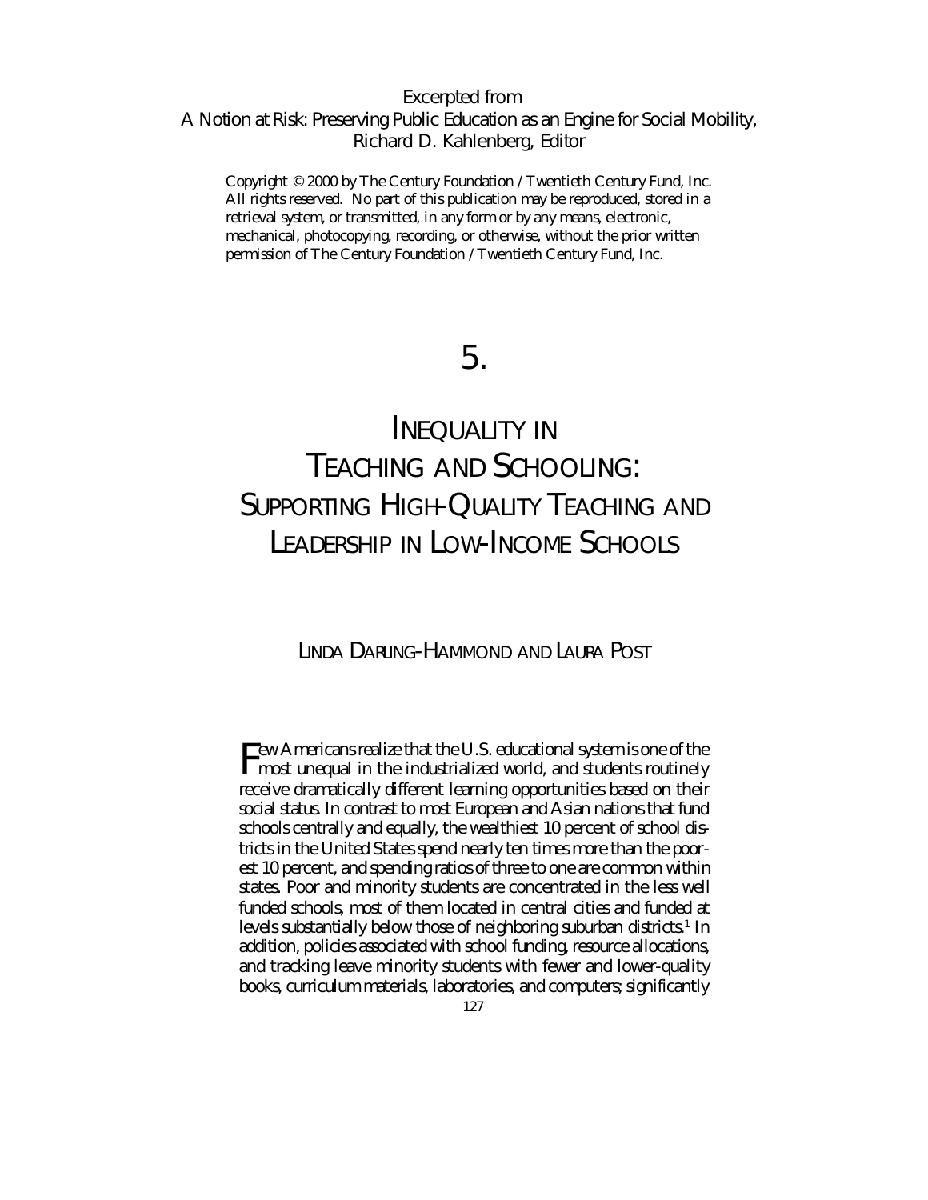Excerpted from
A Notion at Risk: Preserving Public Education as an Engine for Social Mobility,
Richard D. Kahlenberg, Editor

Copyright © 2000 by The Century Foundation / Twentieth Century Fund, Inc. All rights reserved. No part of this publication may be reproduced, stored in a retrieval system, or transmitted, in any form or by any means, electronic, mechanical, photocopying, recording, or otherwise, without the prior written permission of The Century Foundation / Twentieth Century Fund, Inc.

# 5.

# Inequality in Teaching and Schooling: Supporting High-Quality Teaching and Leadership in Low-Income Schools

Linda Darling-Hammond and Laura Post

Few Americans realize that the U.S. educational system is one of the most unequal in the industrialized world, and students routinely receive dramatically different learning opportunities based on their social status. In contrast to most European and Asian nations that fund schools centrally and equally, the wealthiest 10 percent of school districts in the United States spend nearly ten times more than the poorest 10 percent, and spending ratios of three to one are common within states. Poor and minority students are concentrated in the less well funded schools, most of them located in central cities and funded at levels substantially below those of neighboring suburban districts.[1] In addition, policies associated with school funding, resource allocations, and tracking leave minority students with fewer and lower-quality books, curriculum materials, laboratories, and computers; significantly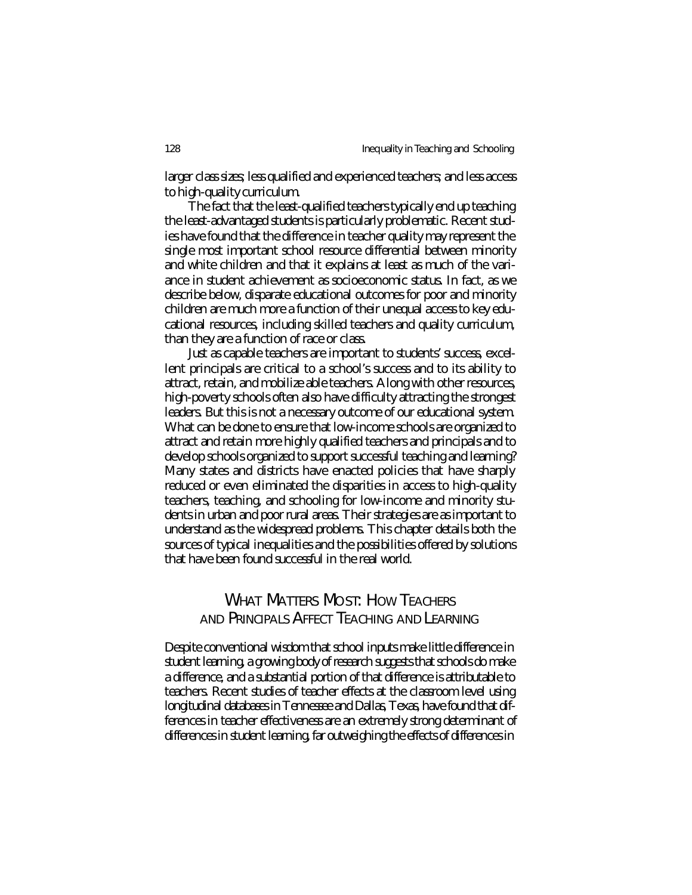larger class sizes; less qualified and experienced teachers; and less access to high-quality curriculum.

The fact that the least-qualified teachers typically end up teaching the least-advantaged students is particularly problematic. Recent studies have found that the difference in teacher quality may represent the single most important school resource differential between minority and white children and that it explains at least as much of the variance in student achievement as socioeconomic status. In fact, as we describe below, disparate educational outcomes for poor and minority children are much more a function of their unequal access to key educational resources, including skilled teachers and quality curriculum, than they are a function of race or class.

Just as capable teachers are important to students' success, excellent principals are critical to a school's success and to its ability to attract, retain, and mobilize able teachers. Along with other resources, high-poverty schools often also have difficulty attracting the strongest leaders. But this is not a necessary outcome of our educational system. What can be done to ensure that low-income schools are organized to attract and retain more highly qualified teachers and principals and to develop schools organized to support successful teaching and learning? Many states and districts have enacted policies that have sharply reduced or even eliminated the disparities in access to high-quality teachers, teaching, and schooling for low-income and minority students in urban and poor rural areas. Their strategies are as important to understand as the widespread problems. This chapter details both the sources of typical inequalities and the possibilities offered by solutions that have been found successful in the real world.

## What Matters Most: How Teachers and Principals Affect Teaching and Learning

Despite conventional wisdom that school inputs make little difference in student learning, a growing body of research suggests that schools do make a difference, and a substantial portion of that difference is attributable to teachers. Recent studies of teacher effects at the classroom level using longitudinal databases in Tennessee and Dallas, Texas, have found that differences in teacher effectiveness are an extremely strong determinant of differences in student learning, far outweighing the effects of differences in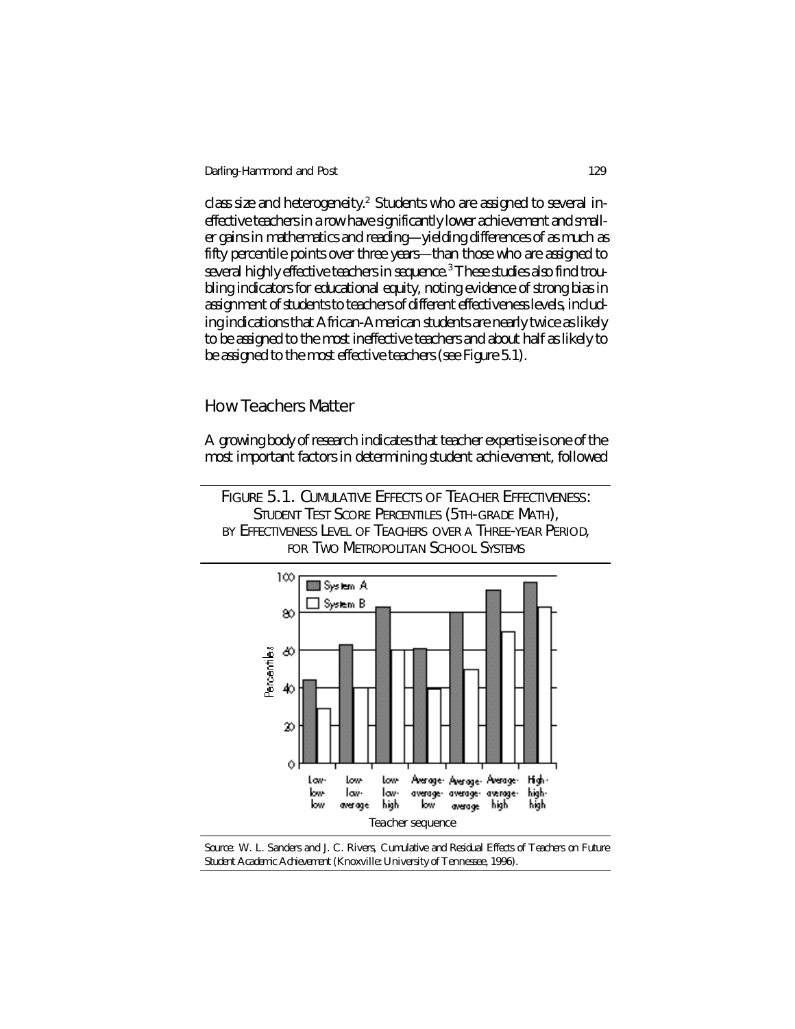class size and heterogeneity.[2] Students who are assigned to several ineffective teachers in a row have significantly lower achievement and smaller gains in mathematics and reading—yielding differences of as much as fifty percentile points over three years—than those who are assigned to several highly effective teachers in sequence.[3] These studies also find troubling indicators for educational equity, noting evidence of strong bias in assignment of students to teachers of different effectiveness levels, including indications that African-American students are nearly twice as likely to be assigned to the most ineffective teachers and about half as likely to be assigned to the most effective teachers (see Figure 5.1).

## How Teachers Matter

A growing body of research indicates that teacher expertise is one of the most important factors in determining student achievement, followed

FIGURE 5.1. CUMULATIVE EFFECTS OF TEACHER EFFECTIVENESS: STUDENT TEST SCORE PERCENTILES (5TH-GRADE MATH), BY EFFECTIVENESS LEVEL OF TEACHERS OVER A THREE-YEAR PERIOD, FOR TWO METROPOLITAN SCHOOL SYSTEMS

Source: W. L. Sanders and J. C. Rivers, *Cumulative and Residual Effects of Teachers on Future Student Academic Achievement* (Knoxville: University of Tennessee, 1996).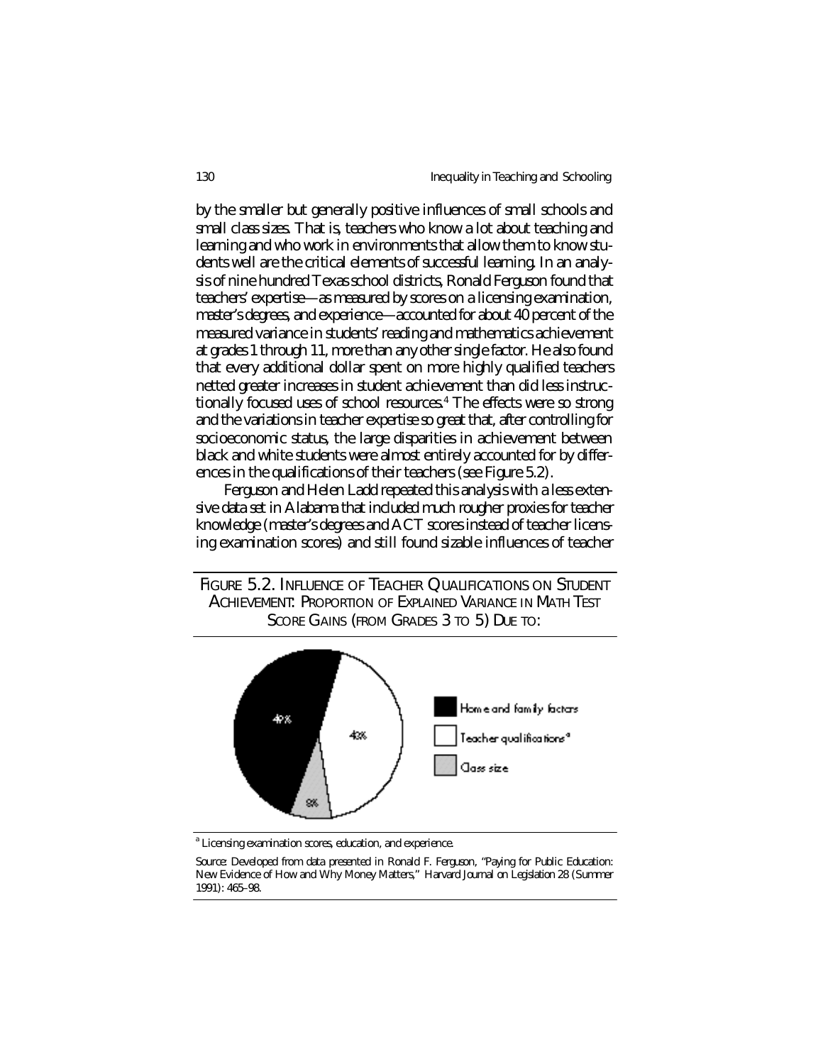by the smaller but generally positive influences of small schools and small class sizes. That is, teachers who know a lot about teaching and learning and who work in environments that allow them to know students well are the critical elements of successful learning. In an analysis of nine hundred Texas school districts, Ronald Ferguson found that teachers' expertise—as measured by scores on a licensing examination, master's degrees, and experience—accounted for about 40 percent of the measured variance in students' reading and mathematics achievement at grades 1 through 11, more than any other single factor. He also found that every additional dollar spent on more highly qualified teachers netted greater increases in student achievement than did less instructionally focused uses of school resources.[4] The effects were so strong and the variations in teacher expertise so great that, after controlling for socioeconomic status, the large disparities in achievement between black and white students were almost entirely accounted for by differences in the qualifications of their teachers (see Figure 5.2).

Ferguson and Helen Ladd repeated this analysis with a less extensive data set in Alabama that included much rougher proxies for teacher knowledge (master's degrees and ACT scores instead of teacher licensing examination scores) and still found sizable influences of teacher

FIGURE 5.2. INFLUENCE OF TEACHER QUALIFICATIONS ON STUDENT ACHIEVEMENT: PROPORTION OF EXPLAINED VARIANCE IN MATH TEST SCORE GAINS (FROM GRADES 3 TO 5) DUE TO:

- Home and family factors: 49%
- Teacher qualifications[a]: 43%
- Class size: 8%

[a] Licensing examination scores, education, and experience.

Source: Developed from data presented in Ronald F. Ferguson, "Paying for Public Education: New Evidence of How and Why Money Matters," *Harvard Journal on Legislation* 28 (Summer 1991): 465–98.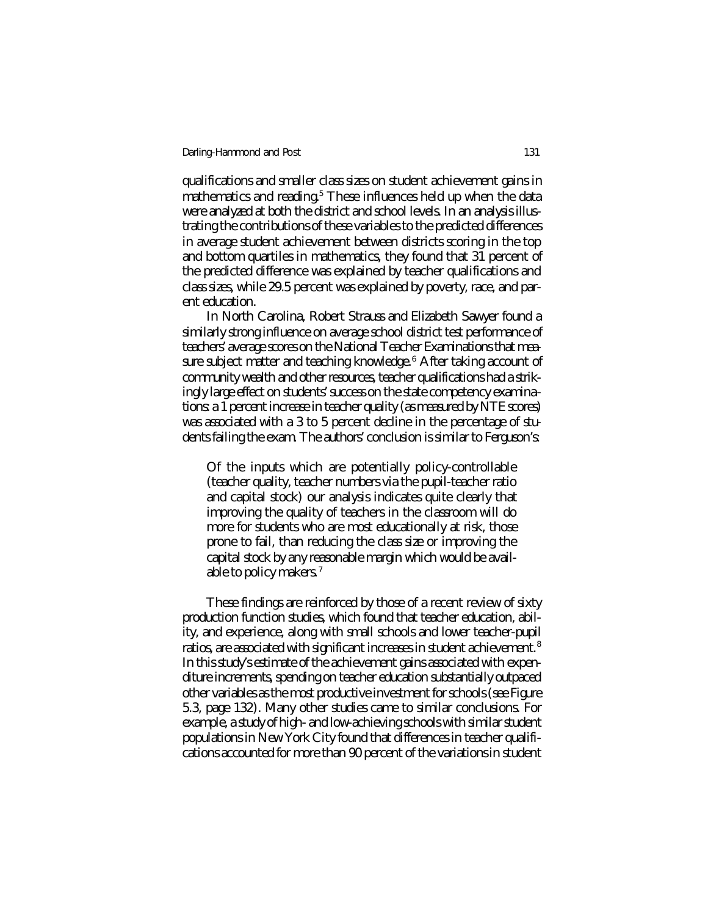qualifications and smaller class sizes on student achievement gains in mathematics and reading.[5] These influences held up when the data were analyzed at both the district and school levels. In an analysis illustrating the contributions of these variables to the predicted differences in average student achievement between districts scoring in the top and bottom quartiles in mathematics, they found that 31 percent of the predicted difference was explained by teacher qualifications and class sizes, while 29.5 percent was explained by poverty, race, and parent education.

In North Carolina, Robert Strauss and Elizabeth Sawyer found a similarly strong influence on average school district test performance of teachers' average scores on the National Teacher Examinations that measure subject matter and teaching knowledge.[6] After taking account of community wealth and other resources, teacher qualifications had a strikingly large effect on students' success on the state competency examinations: a 1 percent increase in teacher quality (as measured by NTE scores) was associated with a 3 to 5 percent decline in the percentage of students failing the exam. The authors' conclusion is similar to Ferguson's:

> Of the inputs which are potentially policy-controllable (teacher quality, teacher numbers via the pupil-teacher ratio and capital stock) our analysis indicates quite clearly that improving the quality of teachers in the classroom will do more for students who are most educationally at risk, those prone to fail, than reducing the class size or improving the capital stock by any reasonable margin which would be available to policy makers.[7]

These findings are reinforced by those of a recent review of sixty production function studies, which found that teacher education, ability, and experience, along with small schools and lower teacher-pupil ratios, are associated with significant increases in student achievement.[8] In this study's estimate of the achievement gains associated with expenditure increments, spending on teacher education substantially outpaced other variables as the most productive investment for schools (see Figure 5.3, page 132). Many other studies came to similar conclusions. For example, a study of high- and low-achieving schools with similar student populations in New York City found that differences in teacher qualifications accounted for more than 90 percent of the variations in student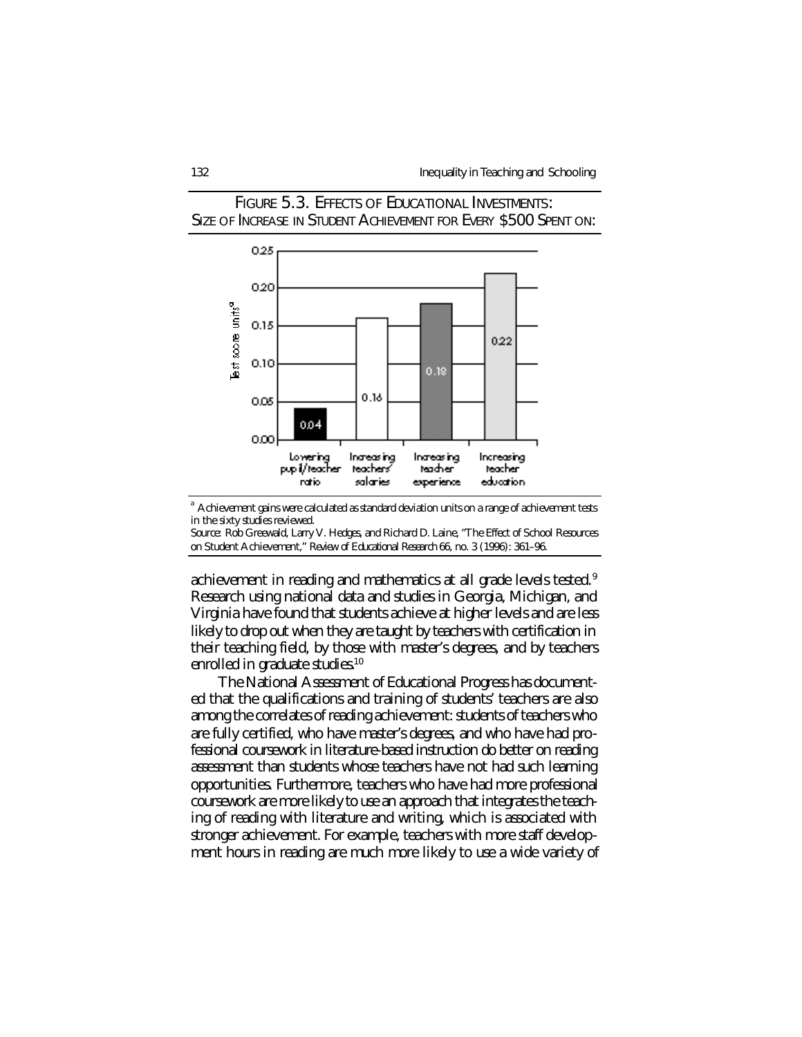FIGURE 5.3. EFFECTS OF EDUCATIONAL INVESTMENTS: SIZE OF INCREASE IN STUDENT ACHIEVEMENT FOR EVERY $500 SPENT ON:

| | Test score units[a] |
|---|---|
| Lowering pupil/teacher ratio | 0.04 |
| Increasing teachers' salaries | 0.16 |
| Increasing teacher experience | 0.18 |
| Increasing teacher education | 0.22 |

[a] Achievement gains were calculated as standard deviation units on a range of achievement tests in the sixty studies reviewed.

Source: Rob Greewald, Larry V. Hedges, and Richard D. Laine, "The Effect of School Resources on Student Achievement," Review of Educational Research 66, no. 3 (1996): 361–96.

achievement in reading and mathematics at all grade levels tested.[9] Research using national data and studies in Georgia, Michigan, and Virginia have found that students achieve at higher levels and are less likely to drop out when they are taught by teachers with certification in their teaching field, by those with master's degrees, and by teachers enrolled in graduate studies.[10]

The National Assessment of Educational Progress has documented that the qualifications and training of students' teachers are also among the correlates of reading achievement: students of teachers who are fully certified, who have master's degrees, and who have had professional coursework in literature-based instruction do better on reading assessment than students whose teachers have not had such learning opportunities. Furthermore, teachers who have had more professional coursework are more likely to use an approach that integrates the teaching of reading with literature and writing, which is associated with stronger achievement. For example, teachers with more staff development hours in reading are much more likely to use a wide variety of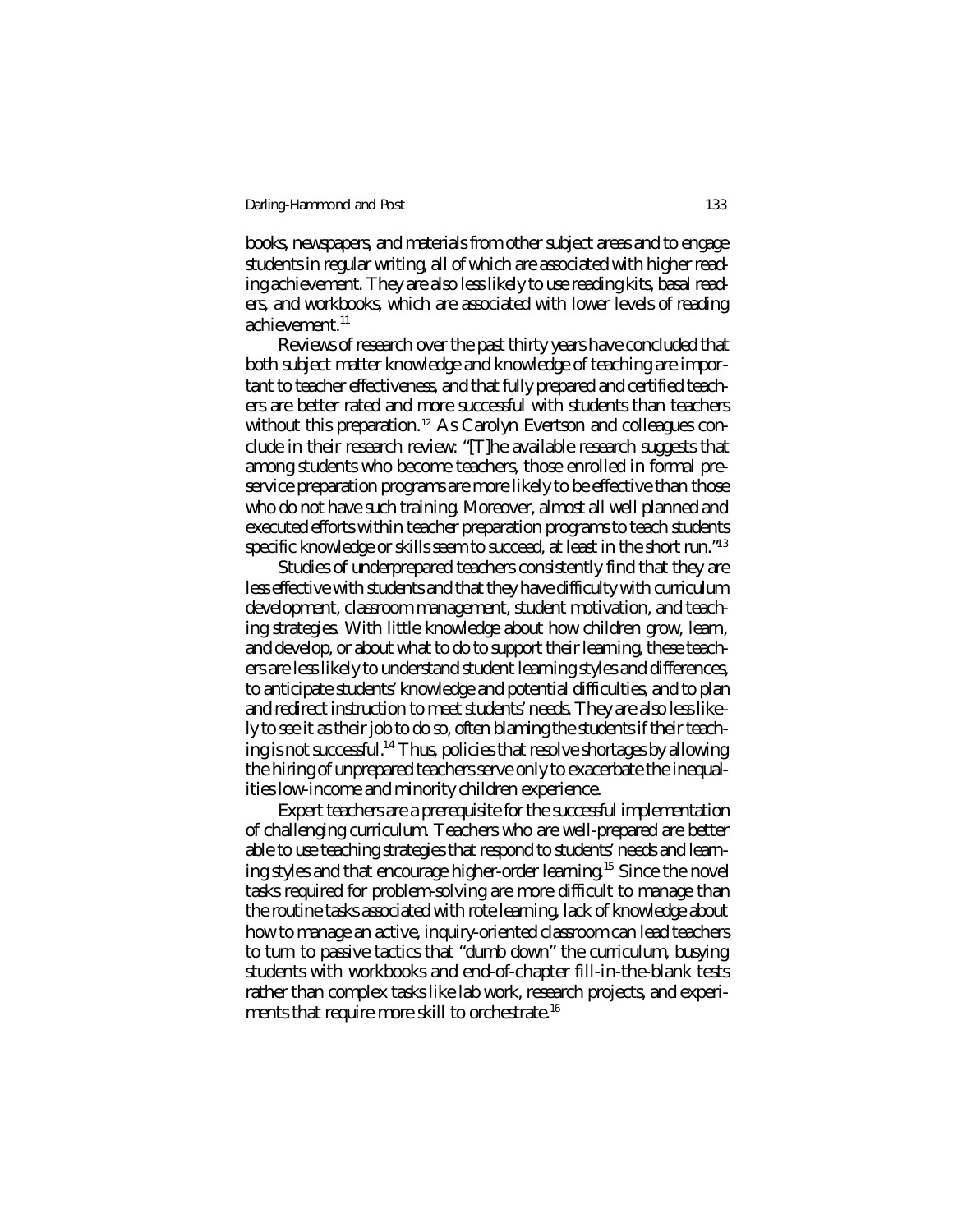books, newspapers, and materials from other subject areas and to engage students in regular writing, all of which are associated with higher reading achievement. They are also less likely to use reading kits, basal readers, and workbooks, which are associated with lower levels of reading achievement.[11]

Reviews of research over the past thirty years have concluded that both subject matter knowledge and knowledge of teaching are important to teacher effectiveness, and that fully prepared and certified teachers are better rated and more successful with students than teachers without this preparation.[12] As Carolyn Evertson and colleagues conclude in their research review: "[T]he available research suggests that among students who become teachers, those enrolled in formal preservice preparation programs are more likely to be effective than those who do not have such training. Moreover, almost all well planned and executed efforts within teacher preparation programs to teach students specific knowledge or skills seem to succeed, at least in the short run."[13]

Studies of underprepared teachers consistently find that they are less effective with students and that they have difficulty with curriculum development, classroom management, student motivation, and teaching strategies. With little knowledge about how children grow, learn, and develop, or about what to do to support their learning, these teachers are less likely to understand student learning styles and differences, to anticipate students' knowledge and potential difficulties, and to plan and redirect instruction to meet students' needs. They are also less likely to see it as their job to do so, often blaming the students if their teaching is not successful.[14] Thus, policies that resolve shortages by allowing the hiring of unprepared teachers serve only to exacerbate the inequalities low-income and minority children experience.

Expert teachers are a prerequisite for the successful implementation of challenging curriculum. Teachers who are well-prepared are better able to use teaching strategies that respond to students' needs and learning styles and that encourage higher-order learning.[15] Since the novel tasks required for problem-solving are more difficult to manage than the routine tasks associated with rote learning, lack of knowledge about how to manage an active, inquiry-oriented classroom can lead teachers to turn to passive tactics that "dumb down" the curriculum, busying students with workbooks and end-of-chapter fill-in-the-blank tests rather than complex tasks like lab work, research projects, and experiments that require more skill to orchestrate.[16]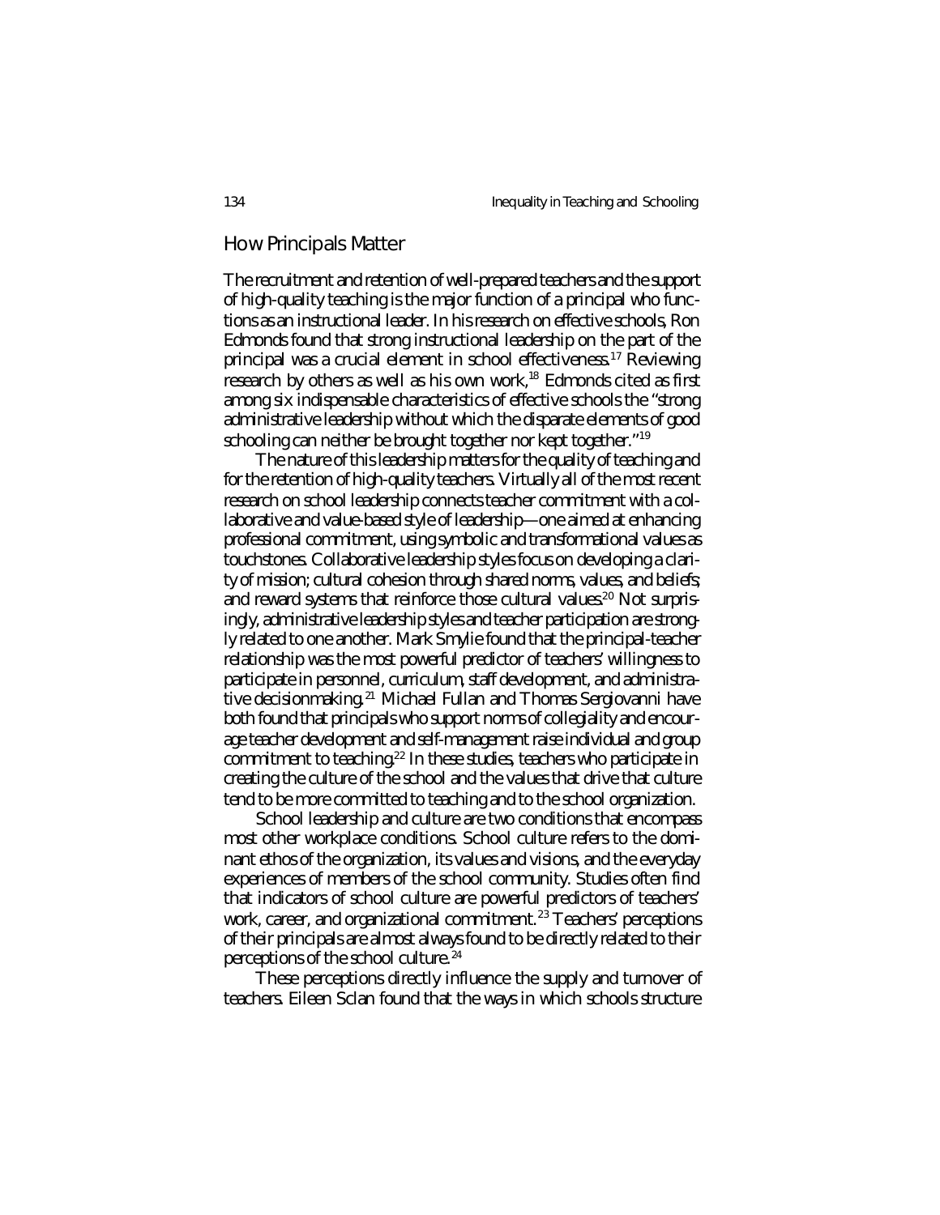## How Principals Matter

The recruitment and retention of well-prepared teachers and the support of high-quality teaching is the major function of a principal who functions as an instructional leader. In his research on effective schools, Ron Edmonds found that strong instructional leadership on the part of the principal was a crucial element in school effectiveness.[17] Reviewing research by others as well as his own work,[18] Edmonds cited as first among six indispensable characteristics of effective schools the "strong administrative leadership without which the disparate elements of good schooling can neither be brought together nor kept together."[19]

The nature of this leadership matters for the quality of teaching and for the retention of high-quality teachers. Virtually all of the most recent research on school leadership connects teacher commitment with a collaborative and value-based style of leadership—one aimed at enhancing professional commitment, using symbolic and transformational values as touchstones. Collaborative leadership styles focus on developing a clarity of mission; cultural cohesion through shared norms, values, and beliefs; and reward systems that reinforce those cultural values.[20] Not surprisingly, administrative leadership styles and teacher participation are strongly related to one another. Mark Smylie found that the principal-teacher relationship was the most powerful predictor of teachers' willingness to participate in personnel, curriculum, staff development, and administrative decisionmaking.[21] Michael Fullan and Thomas Sergiovanni have both found that principals who support norms of collegiality and encourage teacher development and self-management raise individual and group commitment to teaching.[22] In these studies, teachers who participate in creating the culture of the school and the values that drive that culture tend to be more committed to teaching and to the school organization.

School leadership and culture are two conditions that encompass most other workplace conditions. School culture refers to the dominant ethos of the organization, its values and visions, and the everyday experiences of members of the school community. Studies often find that indicators of school culture are powerful predictors of teachers' work, career, and organizational commitment.[23] Teachers' perceptions of their principals are almost always found to be directly related to their perceptions of the school culture.[24]

These perceptions directly influence the supply and turnover of teachers. Eileen Sclan found that the ways in which schools structure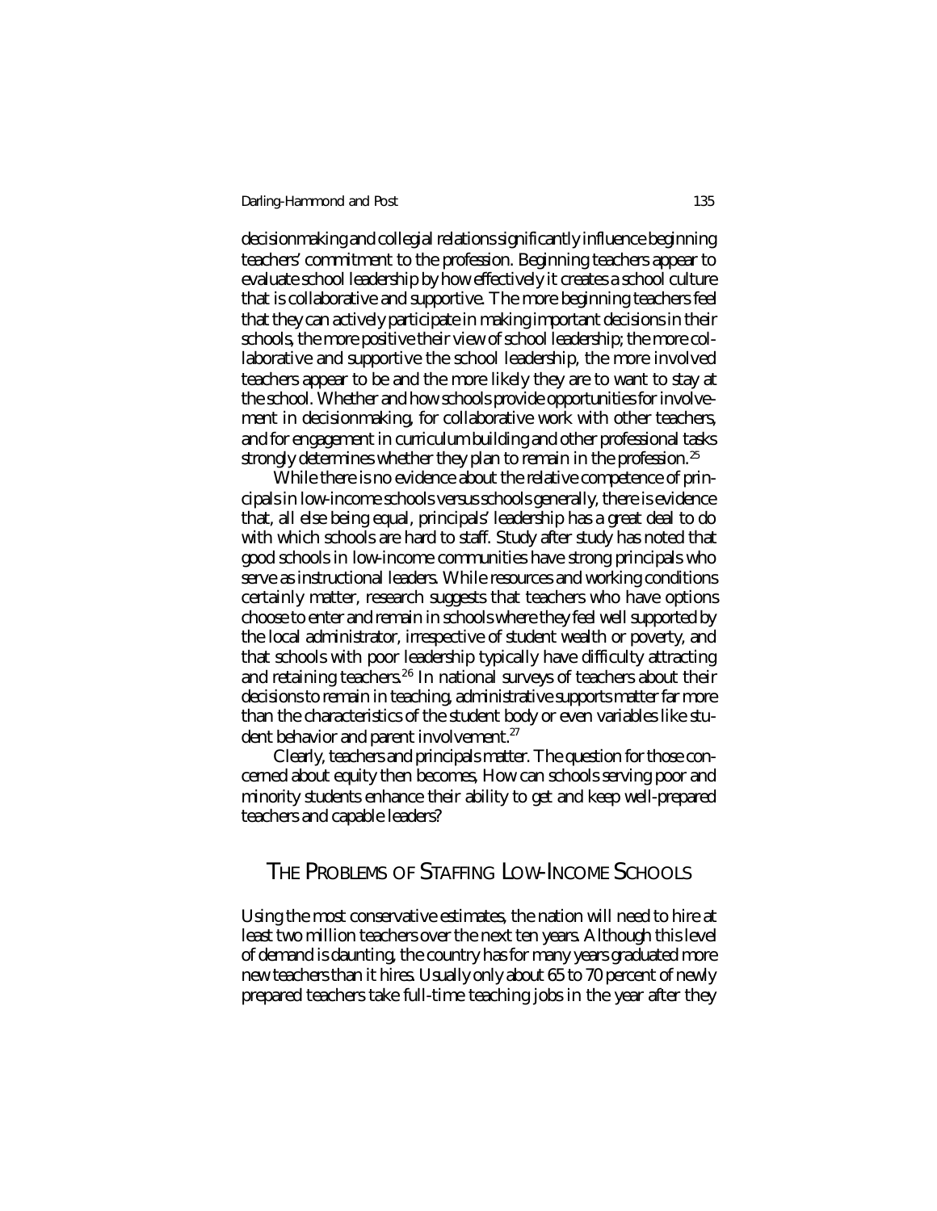decisionmaking and collegial relations significantly influence beginning teachers' commitment to the profession. Beginning teachers appear to evaluate school leadership by how effectively it creates a school culture that is collaborative and supportive. The more beginning teachers feel that they can actively participate in making important decisions in their schools, the more positive their view of school leadership; the more collaborative and supportive the school leadership, the more involved teachers appear to be and the more likely they are to want to stay at the school. Whether and how schools provide opportunities for involvement in decisionmaking, for collaborative work with other teachers, and for engagement in curriculum building and other professional tasks strongly determines whether they plan to remain in the profession.[25]

While there is no evidence about the relative competence of principals in low-income schools versus schools generally, there is evidence that, all else being equal, principals' leadership has a great deal to do with which schools are hard to staff. Study after study has noted that good schools in low-income communities have strong principals who serve as instructional leaders. While resources and working conditions certainly matter, research suggests that teachers who have options choose to enter and remain in schools where they feel well supported by the local administrator, irrespective of student wealth or poverty, and that schools with poor leadership typically have difficulty attracting and retaining teachers.[26] In national surveys of teachers about their decisions to remain in teaching, administrative supports matter far more than the characteristics of the student body or even variables like student behavior and parent involvement.[27]

Clearly, teachers and principals matter. The question for those concerned about equity then becomes, How can schools serving poor and minority students enhance their ability to get and keep well-prepared teachers and capable leaders?

## THE PROBLEMS OF STAFFING LOW-INCOME SCHOOLS

Using the most conservative estimates, the nation will need to hire at least two million teachers over the next ten years. Although this level of demand is daunting, the country has for many years graduated more new teachers than it hires. Usually only about 65 to 70 percent of newly prepared teachers take full-time teaching jobs in the year after they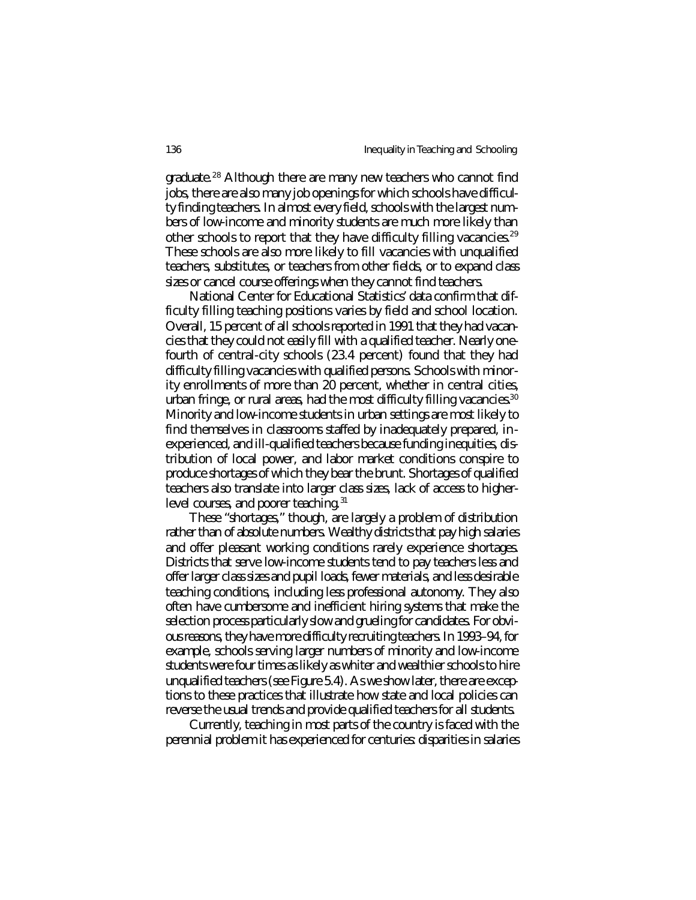graduate.[28] Although there are many new teachers who cannot find jobs, there are also many job openings for which schools have difficulty finding teachers. In almost every field, schools with the largest numbers of low-income and minority students are much more likely than other schools to report that they have difficulty filling vacancies.[29] These schools are also more likely to fill vacancies with unqualified teachers, substitutes, or teachers from other fields, or to expand class sizes or cancel course offerings when they cannot find teachers.

National Center for Educational Statistics' data confirm that difficulty filling teaching positions varies by field and school location. Overall, 15 percent of all schools reported in 1991 that they had vacancies that they could not easily fill with a qualified teacher. Nearly one-fourth of central-city schools (23.4 percent) found that they had difficulty filling vacancies with qualified persons. Schools with minority enrollments of more than 20 percent, whether in central cities, urban fringe, or rural areas, had the most difficulty filling vacancies.[30] Minority and low-income students in urban settings are most likely to find themselves in classrooms staffed by inadequately prepared, inexperienced, and ill-qualified teachers because funding inequities, distribution of local power, and labor market conditions conspire to produce shortages of which they bear the brunt. Shortages of qualified teachers also translate into larger class sizes, lack of access to higher-level courses, and poorer teaching.[31]

These "shortages," though, are largely a problem of distribution rather than of absolute numbers. Wealthy districts that pay high salaries and offer pleasant working conditions rarely experience shortages. Districts that serve low-income students tend to pay teachers less and offer larger class sizes and pupil loads, fewer materials, and less desirable teaching conditions, including less professional autonomy. They also often have cumbersome and inefficient hiring systems that make the selection process particularly slow and grueling for candidates. For obvious reasons, they have more difficulty recruiting teachers. In 1993–94, for example, schools serving larger numbers of minority and low-income students were four times as likely as whiter and wealthier schools to hire unqualified teachers (see Figure 5.4). As we show later, there are exceptions to these practices that illustrate how state and local policies can reverse the usual trends and provide qualified teachers for all students.

Currently, teaching in most parts of the country is faced with the perennial problem it has experienced for centuries: disparities in salaries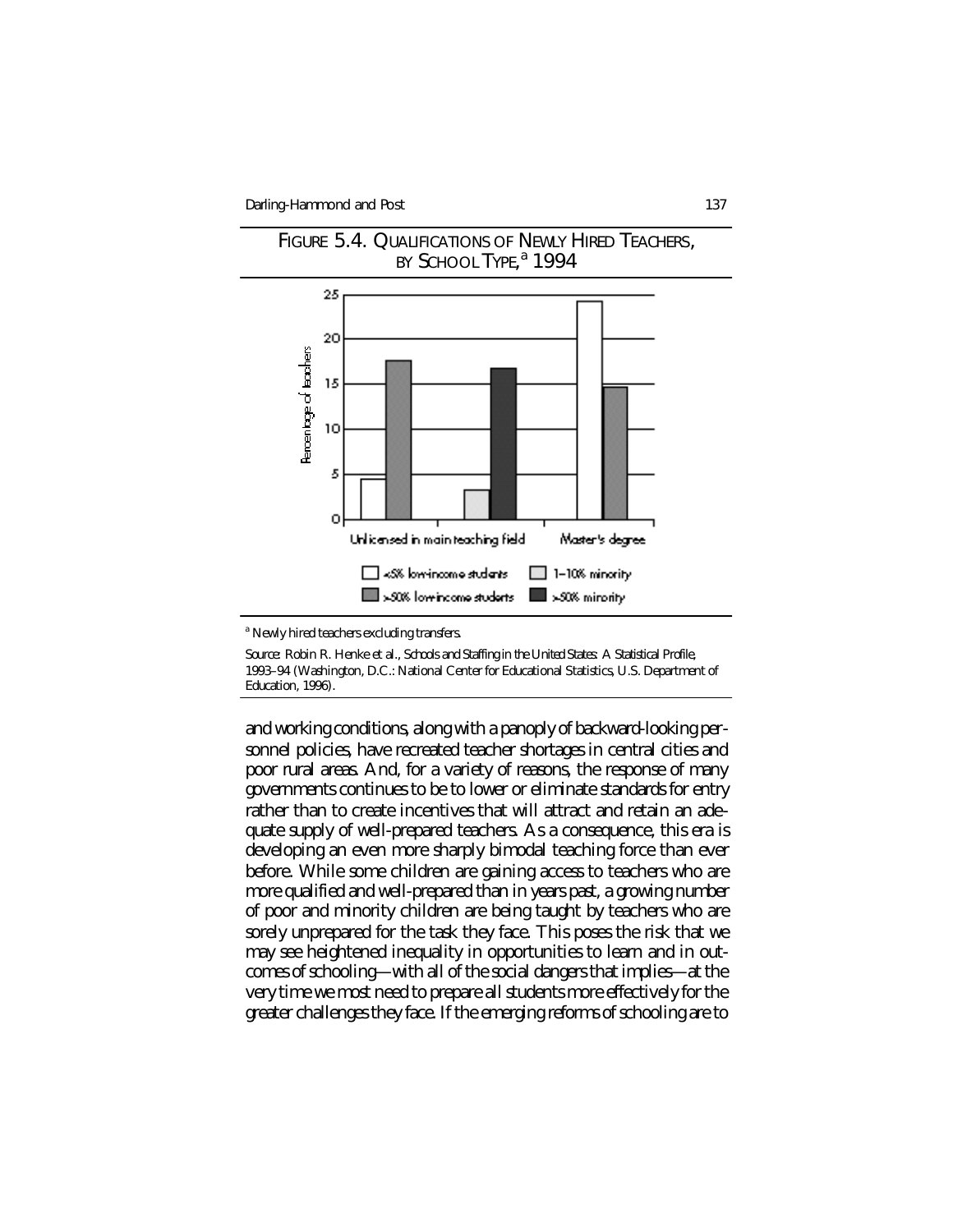FIGURE 5.4. QUALIFICATIONS OF NEWLY HIRED TEACHERS, BY SCHOOL TYPE,[a] 1994

[a] Newly hired teachers excluding transfers.

Source: Robin R. Henke et al., *Schools and Staffing in the United States: A Statistical Profile, 1993–94* (Washington, D.C.: National Center for Educational Statistics, U.S. Department of Education, 1996).

and working conditions, along with a panoply of backward-looking personnel policies, have recreated teacher shortages in central cities and poor rural areas. And, for a variety of reasons, the response of many governments continues to be to lower or eliminate standards for entry rather than to create incentives that will attract and retain an adequate supply of well-prepared teachers. As a consequence, this era is developing an even more sharply bimodal teaching force than ever before. While some children are gaining access to teachers who are more qualified and well-prepared than in years past, a growing number of poor and minority children are being taught by teachers who are sorely unprepared for the task they face. This poses the risk that we may see heightened inequality in opportunities to learn and in outcomes of schooling—with all of the social dangers that implies—at the very time we most need to prepare all students more effectively for the greater challenges they face. If the emerging reforms of schooling are to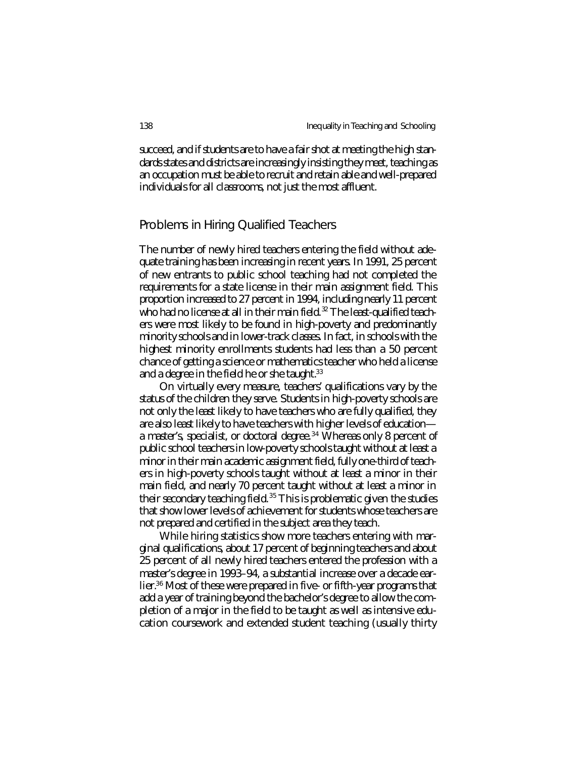succeed, and if students are to have a fair shot at meeting the high standards states and districts are increasingly insisting they meet, teaching as an occupation must be able to recruit and retain able and well-prepared individuals for all classrooms, not just the most affluent.

## Problems in Hiring Qualified Teachers

The number of newly hired teachers entering the field without adequate training has been increasing in recent years. In 1991, 25 percent of new entrants to public school teaching had not completed the requirements for a state license in their main assignment field. This proportion increased to 27 percent in 1994, including nearly 11 percent who had no license at all in their main field.[32] The least-qualified teachers were most likely to be found in high-poverty and predominantly minority schools and in lower-track classes. In fact, in schools with the highest minority enrollments students had less than a 50 percent chance of getting a science or mathematics teacher who held a license and a degree in the field he or she taught.[33]

On virtually every measure, teachers' qualifications vary by the status of the children they serve. Students in high-poverty schools are not only the least likely to have teachers who are fully qualified, they are also least likely to have teachers with higher levels of education—a master's, specialist, or doctoral degree.[34] Whereas only 8 percent of public school teachers in low-poverty schools taught without at least a minor in their main academic assignment field, fully one-third of teachers in high-poverty schools taught without at least a minor in their main field, and nearly 70 percent taught without at least a minor in their secondary teaching field.[35] This is problematic given the studies that show lower levels of achievement for students whose teachers are not prepared and certified in the subject area they teach.

While hiring statistics show more teachers entering with marginal qualifications, about 17 percent of beginning teachers and about 25 percent of all newly hired teachers entered the profession with a master's degree in 1993–94, a substantial increase over a decade earlier.[36] Most of these were prepared in five- or fifth-year programs that add a year of training beyond the bachelor's degree to allow the completion of a major in the field to be taught as well as intensive education coursework and extended student teaching (usually thirty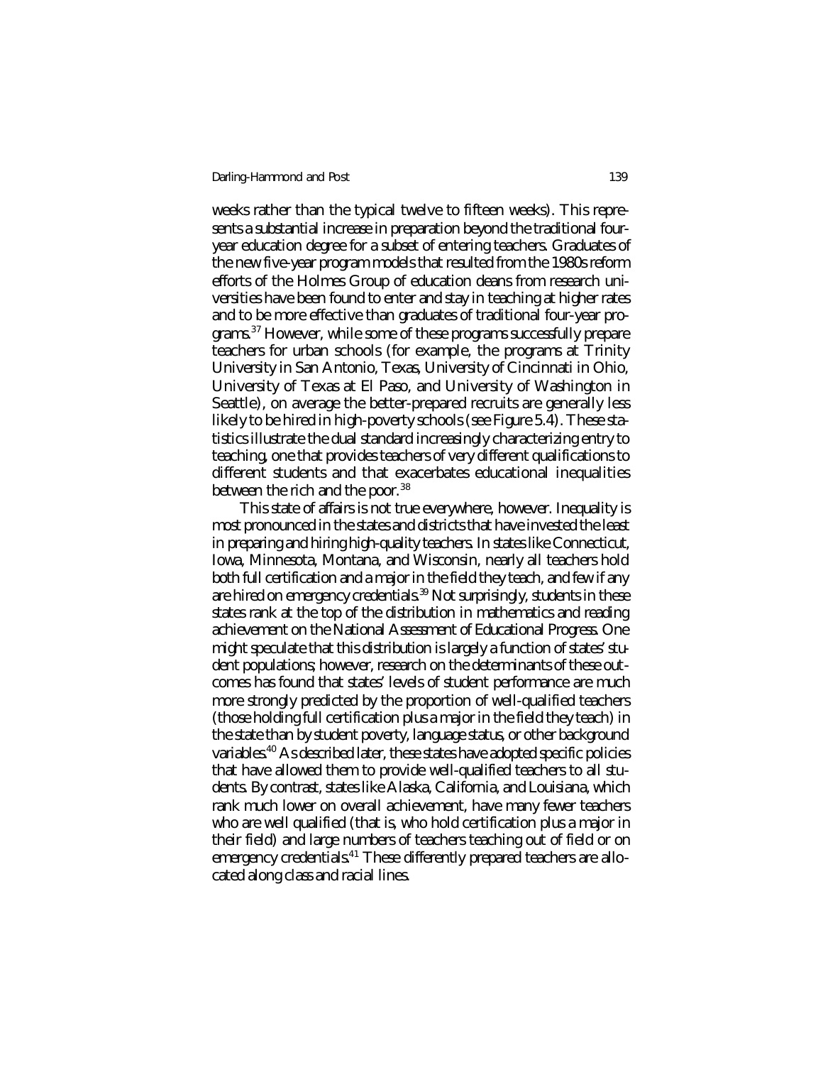weeks rather than the typical twelve to fifteen weeks). This represents a substantial increase in preparation beyond the traditional four-year education degree for a subset of entering teachers. Graduates of the new five-year program models that resulted from the 1980s reform efforts of the Holmes Group of education deans from research universities have been found to enter and stay in teaching at higher rates and to be more effective than graduates of traditional four-year programs.[37] However, while some of these programs successfully prepare teachers for urban schools (for example, the programs at Trinity University in San Antonio, Texas, University of Cincinnati in Ohio, University of Texas at El Paso, and University of Washington in Seattle), on average the better-prepared recruits are generally less likely to be hired in high-poverty schools (see Figure 5.4). These statistics illustrate the dual standard increasingly characterizing entry to teaching, one that provides teachers of very different qualifications to different students and that exacerbates educational inequalities between the rich and the poor.[38]

This state of affairs is not true everywhere, however. Inequality is most pronounced in the states and districts that have invested the least in preparing and hiring high-quality teachers. In states like Connecticut, Iowa, Minnesota, Montana, and Wisconsin, nearly all teachers hold both full certification and a major in the field they teach, and few if any are hired on emergency credentials.[39] Not surprisingly, students in these states rank at the top of the distribution in mathematics and reading achievement on the National Assessment of Educational Progress. One might speculate that this distribution is largely a function of states' student populations; however, research on the determinants of these outcomes has found that states' levels of student performance are much more strongly predicted by the proportion of well-qualified teachers (those holding full certification plus a major in the field they teach) in the state than by student poverty, language status, or other background variables.[40] As described later, these states have adopted specific policies that have allowed them to provide well-qualified teachers to all students. By contrast, states like Alaska, California, and Louisiana, which rank much lower on overall achievement, have many fewer teachers who are well qualified (that is, who hold certification plus a major in their field) and large numbers of teachers teaching out of field or on emergency credentials.[41] These differently prepared teachers are allocated along class and racial lines.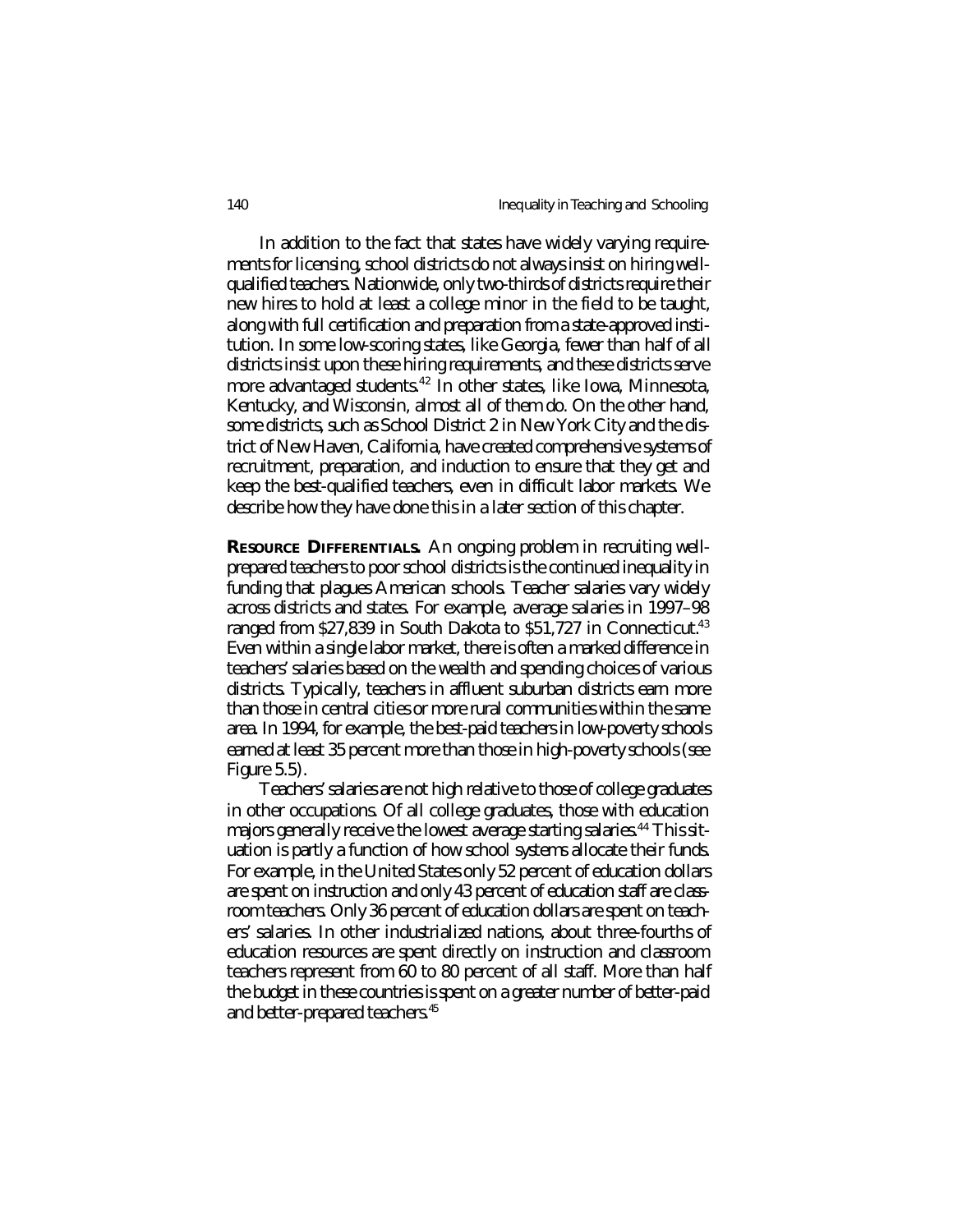In addition to the fact that states have widely varying requirements for licensing, school districts do not always insist on hiring well-qualified teachers. Nationwide, only two-thirds of districts require their new hires to hold at least a college minor in the field to be taught, along with full certification and preparation from a state-approved institution. In some low-scoring states, like Georgia, fewer than half of all districts insist upon these hiring requirements, and these districts serve more advantaged students.[42] In other states, like Iowa, Minnesota, Kentucky, and Wisconsin, almost all of them do. On the other hand, some districts, such as School District 2 in New York City and the district of New Haven, California, have created comprehensive systems of recruitment, preparation, and induction to ensure that they get and keep the best-qualified teachers, even in difficult labor markets. We describe how they have done this in a later section of this chapter.

**RESOURCE DIFFERENTIALS.** An ongoing problem in recruiting well-prepared teachers to poor school districts is the continued inequality in funding that plagues American schools. Teacher salaries vary widely across districts and states. For example, average salaries in 1997–98 ranged from $27,839 in South Dakota to $51,727 in Connecticut.[43] Even within a single labor market, there is often a marked difference in teachers' salaries based on the wealth and spending choices of various districts. Typically, teachers in affluent suburban districts earn more than those in central cities or more rural communities within the same area. In 1994, for example, the best-paid teachers in low-poverty schools earned at least 35 percent more than those in high-poverty schools (see Figure 5.5).

Teachers' salaries are not high relative to those of college graduates in other occupations. Of all college graduates, those with education majors generally receive the lowest average starting salaries.[44] This situation is partly a function of how school systems allocate their funds. For example, in the United States only 52 percent of education dollars are spent on instruction and only 43 percent of education staff are classroom teachers. Only 36 percent of education dollars are spent on teachers' salaries. In other industrialized nations, about three-fourths of education resources are spent directly on instruction and classroom teachers represent from 60 to 80 percent of all staff. More than half the budget in these countries is spent on a greater number of better-paid and better-prepared teachers.[45]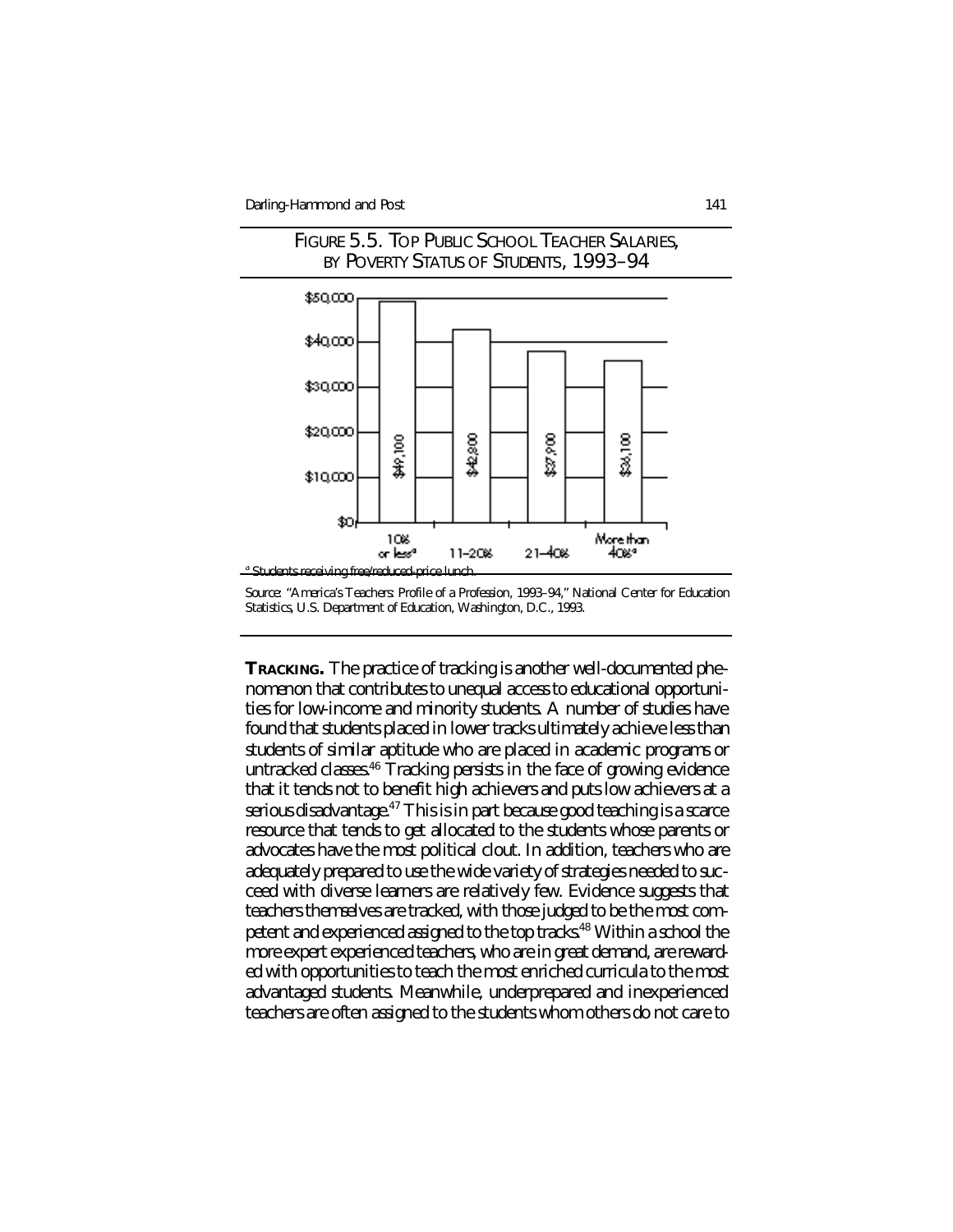FIGURE 5.5. TOP PUBLIC SCHOOL TEACHER SALARIES, BY POVERTY STATUS OF STUDENTS, 1993–94

| Students receiving free/reduced-price lunch | Top salary |
| --- | --- |
| 10% or less[a] | $49,100 |
| 11–20% | $42,800 |
| 21–40% | $37,900 |
| More than 40%[a] | $36,100 |

[a] Students receiving free/reduced-price lunch.

Source: "America's Teachers: Profile of a Profession, 1993–94," National Center for Education Statistics, U.S. Department of Education, Washington, D.C., 1993.

**TRACKING.** The practice of tracking is another well-documented phenomenon that contributes to unequal access to educational opportunities for low-income and minority students. A number of studies have found that students placed in lower tracks ultimately achieve less than students of similar aptitude who are placed in academic programs or untracked classes.[46] Tracking persists in the face of growing evidence that it tends not to benefit high achievers and puts low achievers at a serious disadvantage.[47] This is in part because good teaching is a scarce resource that tends to get allocated to the students whose parents or advocates have the most political clout. In addition, teachers who are adequately prepared to use the wide variety of strategies needed to succeed with diverse learners are relatively few. Evidence suggests that teachers themselves are tracked, with those judged to be the most competent and experienced assigned to the top tracks.[48] Within a school the more expert experienced teachers, who are in great demand, are rewarded with opportunities to teach the most enriched curricula to the most advantaged students. Meanwhile, underprepared and inexperienced teachers are often assigned to the students whom others do not care to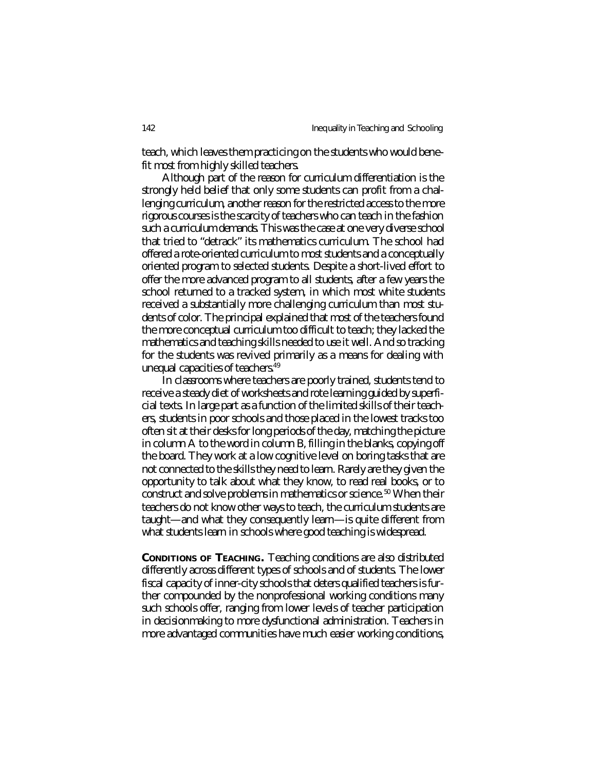teach, which leaves them practicing on the students who would benefit most from highly skilled teachers.

Although part of the reason for curriculum differentiation is the strongly held belief that only some students can profit from a challenging curriculum, another reason for the restricted access to the more rigorous courses is the scarcity of teachers who can teach in the fashion such a curriculum demands. This was the case at one very diverse school that tried to "detrack" its mathematics curriculum. The school had offered a rote-oriented curriculum to most students and a conceptually oriented program to selected students. Despite a short-lived effort to offer the more advanced program to all students, after a few years the school returned to a tracked system, in which most white students received a substantially more challenging curriculum than most students of color. The principal explained that most of the teachers found the more conceptual curriculum too difficult to teach; they lacked the mathematics and teaching skills needed to use it well. And so tracking for the students was revived primarily as a means for dealing with unequal capacities of teachers.[49]

In classrooms where teachers are poorly trained, students tend to receive a steady diet of worksheets and rote learning guided by superficial texts. In large part as a function of the limited skills of their teachers, students in poor schools and those placed in the lowest tracks too often sit at their desks for long periods of the day, matching the picture in column A to the word in column B, filling in the blanks, copying off the board. They work at a low cognitive level on boring tasks that are not connected to the skills they need to learn. Rarely are they given the opportunity to talk about what they know, to read real books, or to construct and solve problems in mathematics or science.[50] When their teachers do not know other ways to teach, the curriculum students are taught—and what they consequently learn—is quite different from what students learn in schools where good teaching is widespread.

**CONDITIONS OF TEACHING.** Teaching conditions are also distributed differently across different types of schools and of students. The lower fiscal capacity of inner-city schools that deters qualified teachers is further compounded by the nonprofessional working conditions many such schools offer, ranging from lower levels of teacher participation in decisionmaking to more dysfunctional administration. Teachers in more advantaged communities have much easier working conditions,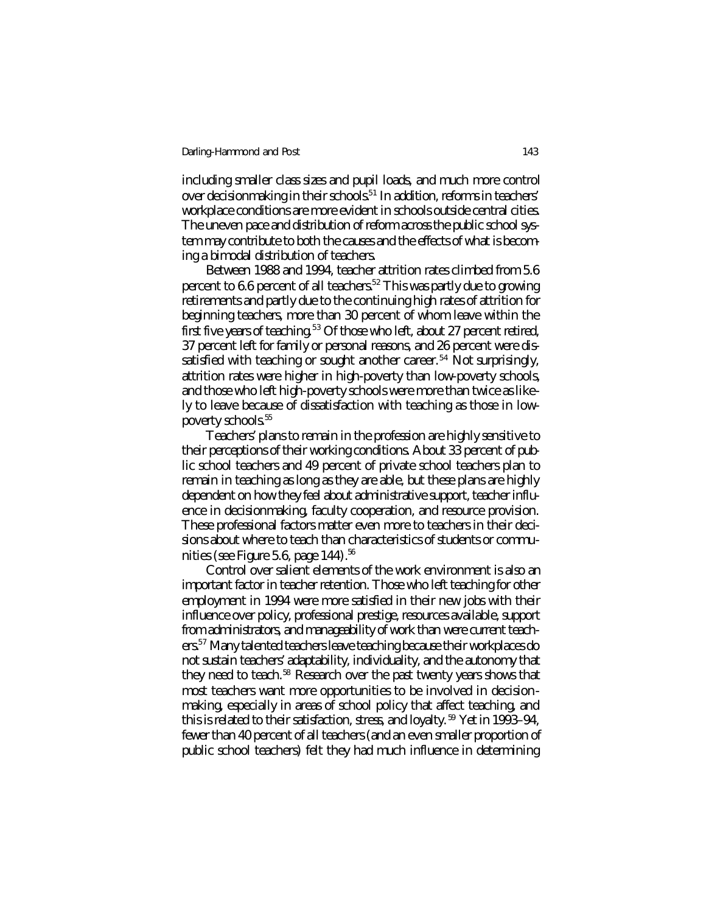including smaller class sizes and pupil loads, and much more control over decisionmaking in their schools.[51] In addition, reforms in teachers' workplace conditions are more evident in schools outside central cities. The uneven pace and distribution of reform across the public school system may contribute to both the causes and the effects of what is becoming a bimodal distribution of teachers.

Between 1988 and 1994, teacher attrition rates climbed from 5.6 percent to 6.6 percent of all teachers.[52] This was partly due to growing retirements and partly due to the continuing high rates of attrition for beginning teachers, more than 30 percent of whom leave within the first five years of teaching.[53] Of those who left, about 27 percent retired, 37 percent left for family or personal reasons, and 26 percent were dissatisfied with teaching or sought another career.[54] Not surprisingly, attrition rates were higher in high-poverty than low-poverty schools, and those who left high-poverty schools were more than twice as likely to leave because of dissatisfaction with teaching as those in low-poverty schools.[55]

Teachers' plans to remain in the profession are highly sensitive to their perceptions of their working conditions. About 33 percent of public school teachers and 49 percent of private school teachers plan to remain in teaching as long as they are able, but these plans are highly dependent on how they feel about administrative support, teacher influence in decisionmaking, faculty cooperation, and resource provision. These professional factors matter even more to teachers in their decisions about where to teach than characteristics of students or communities (see Figure 5.6, page 144).[56]

Control over salient elements of the work environment is also an important factor in teacher retention. Those who left teaching for other employment in 1994 were more satisfied in their new jobs with their influence over policy, professional prestige, resources available, support from administrators, and manageability of work than were current teachers.[57] Many talented teachers leave teaching because their workplaces do not sustain teachers' adaptability, individuality, and the autonomy that they need to teach.[58] Research over the past twenty years shows that most teachers want more opportunities to be involved in decisionmaking, especially in areas of school policy that affect teaching, and this is related to their satisfaction, stress, and loyalty.[59] Yet in 1993–94, fewer than 40 percent of all teachers (and an even smaller proportion of public school teachers) felt they had much influence in determining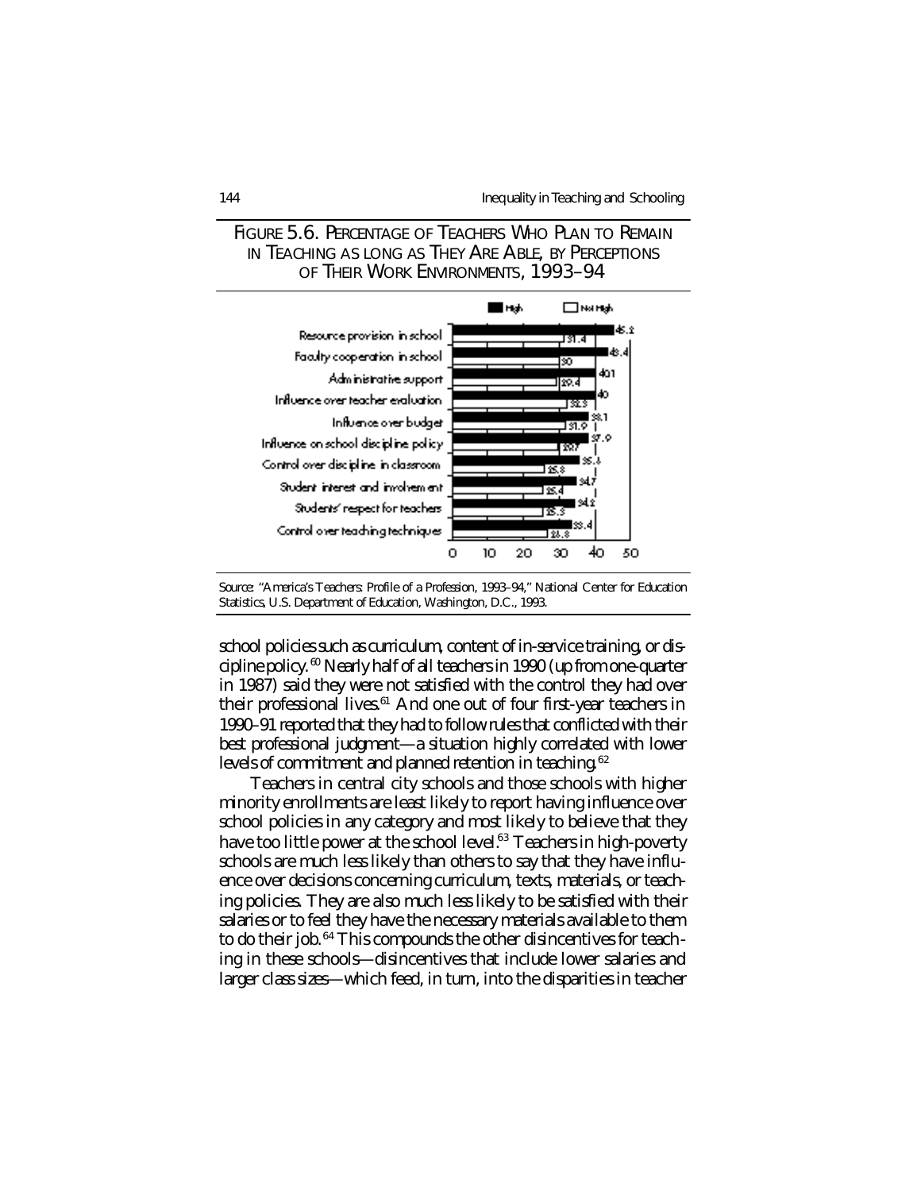FIGURE 5.6. PERCENTAGE OF TEACHERS WHO PLAN TO REMAIN IN TEACHING AS LONG AS THEY ARE ABLE, BY PERCEPTIONS OF THEIR WORK ENVIRONMENTS, 1993–94

| | High | Not High |
|---|---|---|
| Resource provision in school | 45.2 | 31.4 |
| Faculty cooperation in school | 43.4 | 30 |
| Administrative support | 40.1 | 29.4 |
| Influence over teacher evaluation | 40 | 32.3 |
| Influence over budget | 38.1 | 31.9 |
| Influence on school discipline policy | 37.9 | 29.7 |
| Control over discipline in classroom | 35.6 | 25.8 |
| Student interest and involvement | 34.7 | 25.4 |
| Students' respect for teachers | 34.2 | 25.3 |
| Control over teaching techniques | 33.4 | 26.8 |

Source: "America's Teachers: Profile of a Profession, 1993–94," National Center for Education Statistics, U.S. Department of Education, Washington, D.C., 1993.

school policies such as curriculum, content of in-service training, or discipline policy.[60] Nearly half of all teachers in 1990 (up from one-quarter in 1987) said they were not satisfied with the control they had over their professional lives.[61] And one out of four first-year teachers in 1990–91 reported that they had to follow rules that conflicted with their best professional judgment—a situation highly correlated with lower levels of commitment and planned retention in teaching.[62]

Teachers in central city schools and those schools with higher minority enrollments are least likely to report having influence over school policies in any category and most likely to believe that they have too little power at the school level.[63] Teachers in high-poverty schools are much less likely than others to say that they have influence over decisions concerning curriculum, texts, materials, or teaching policies. They are also much less likely to be satisfied with their salaries or to feel they have the necessary materials available to them to do their job.[64] This compounds the other disincentives for teaching in these schools—disincentives that include lower salaries and larger class sizes—which feed, in turn, into the disparities in teacher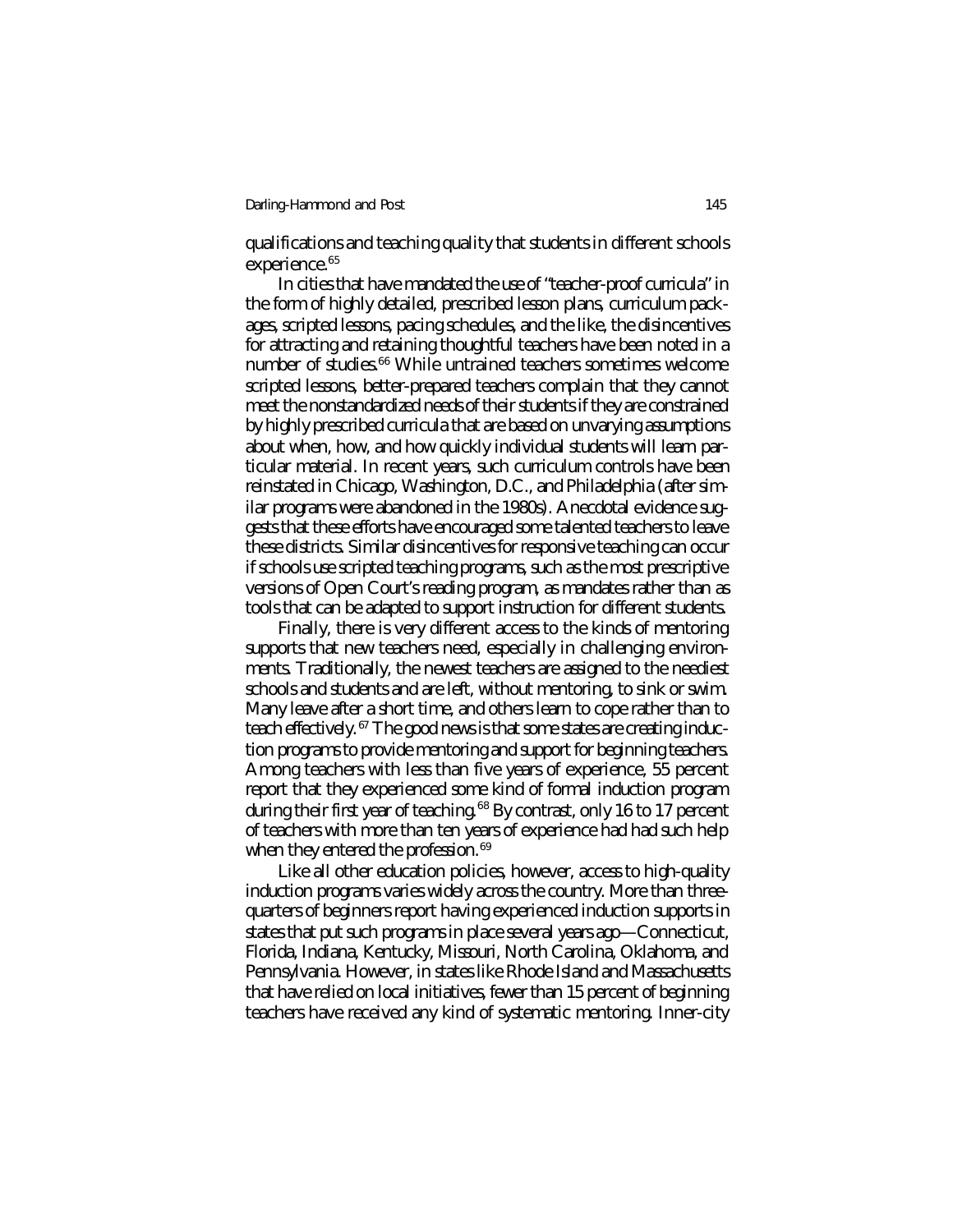qualifications and teaching quality that students in different schools experience.[65]

In cities that have mandated the use of "teacher-proof curricula" in the form of highly detailed, prescribed lesson plans, curriculum packages, scripted lessons, pacing schedules, and the like, the disincentives for attracting and retaining thoughtful teachers have been noted in a number of studies.[66] While untrained teachers sometimes welcome scripted lessons, better-prepared teachers complain that they cannot meet the nonstandardized needs of their students if they are constrained by highly prescribed curricula that are based on unvarying assumptions about when, how, and how quickly individual students will learn particular material. In recent years, such curriculum controls have been reinstated in Chicago, Washington, D.C., and Philadelphia (after similar programs were abandoned in the 1980s). Anecdotal evidence suggests that these efforts have encouraged some talented teachers to leave these districts. Similar disincentives for responsive teaching can occur if schools use scripted teaching programs, such as the most prescriptive versions of Open Court's reading program, as mandates rather than as tools that can be adapted to support instruction for different students.

Finally, there is very different access to the kinds of mentoring supports that new teachers need, especially in challenging environments. Traditionally, the newest teachers are assigned to the neediest schools and students and are left, without mentoring, to sink or swim. Many leave after a short time, and others learn to cope rather than to teach effectively.[67] The good news is that some states are creating induction programs to provide mentoring and support for beginning teachers. Among teachers with less than five years of experience, 55 percent report that they experienced some kind of formal induction program during their first year of teaching.[68] By contrast, only 16 to 17 percent of teachers with more than ten years of experience had had such help when they entered the profession.[69]

Like all other education policies, however, access to high-quality induction programs varies widely across the country. More than three-quarters of beginners report having experienced induction supports in states that put such programs in place several years ago—Connecticut, Florida, Indiana, Kentucky, Missouri, North Carolina, Oklahoma, and Pennsylvania. However, in states like Rhode Island and Massachusetts that have relied on local initiatives, fewer than 15 percent of beginning teachers have received any kind of systematic mentoring. Inner-city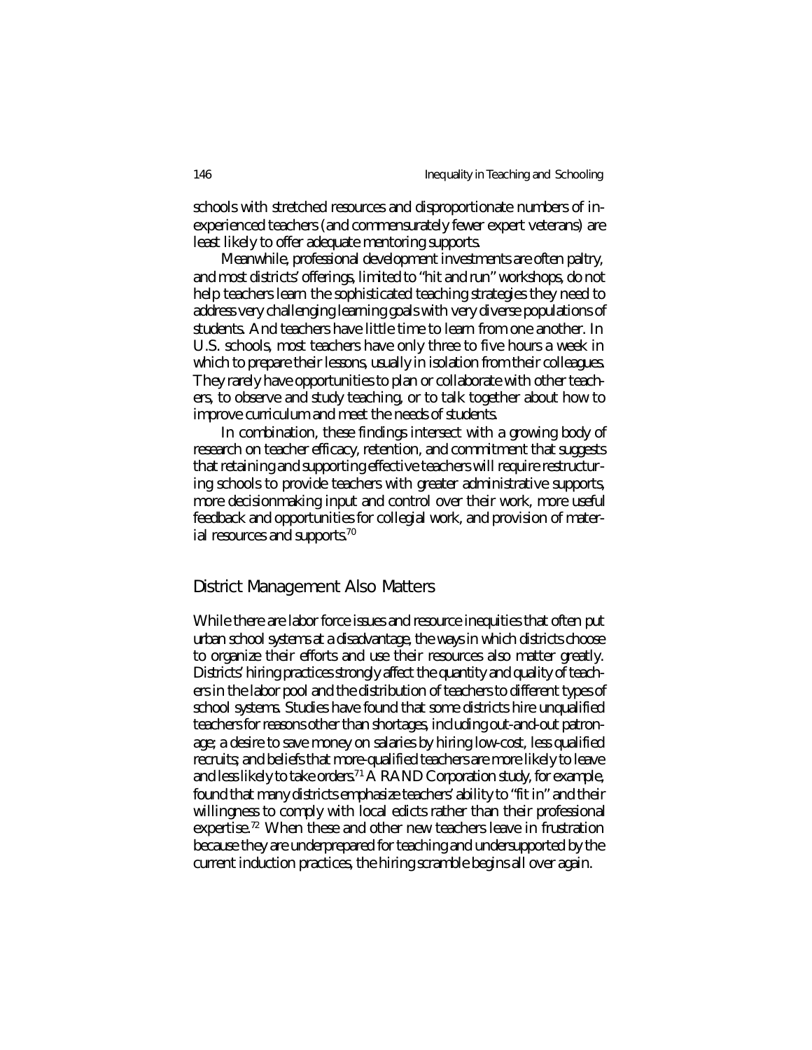schools with stretched resources and disproportionate numbers of inexperienced teachers (and commensurately fewer expert veterans) are least likely to offer adequate mentoring supports.

Meanwhile, professional development investments are often paltry, and most districts' offerings, limited to "hit and run" workshops, do not help teachers learn the sophisticated teaching strategies they need to address very challenging learning goals with very diverse populations of students. And teachers have little time to learn from one another. In U.S. schools, most teachers have only three to five hours a week in which to prepare their lessons, usually in isolation from their colleagues. They rarely have opportunities to plan or collaborate with other teachers, to observe and study teaching, or to talk together about how to improve curriculum and meet the needs of students.

In combination, these findings intersect with a growing body of research on teacher efficacy, retention, and commitment that suggests that retaining and supporting effective teachers will require restructuring schools to provide teachers with greater administrative supports, more decisionmaking input and control over their work, more useful feedback and opportunities for collegial work, and provision of material resources and supports.[70]

## District Management Also Matters

While there are labor force issues and resource inequities that often put urban school systems at a disadvantage, the ways in which districts choose to organize their efforts and use their resources also matter greatly. Districts' hiring practices strongly affect the quantity and quality of teachers in the labor pool and the distribution of teachers to different types of school systems. Studies have found that some districts hire unqualified teachers for reasons other than shortages, including out-and-out patronage; a desire to save money on salaries by hiring low-cost, less qualified recruits; and beliefs that more-qualified teachers are more likely to leave and less likely to take orders.[71] A RAND Corporation study, for example, found that many districts emphasize teachers' ability to "fit in" and their willingness to comply with local edicts rather than their professional expertise.[72] When these and other new teachers leave in frustration because they are underprepared for teaching and undersupported by the current induction practices, the hiring scramble begins all over again.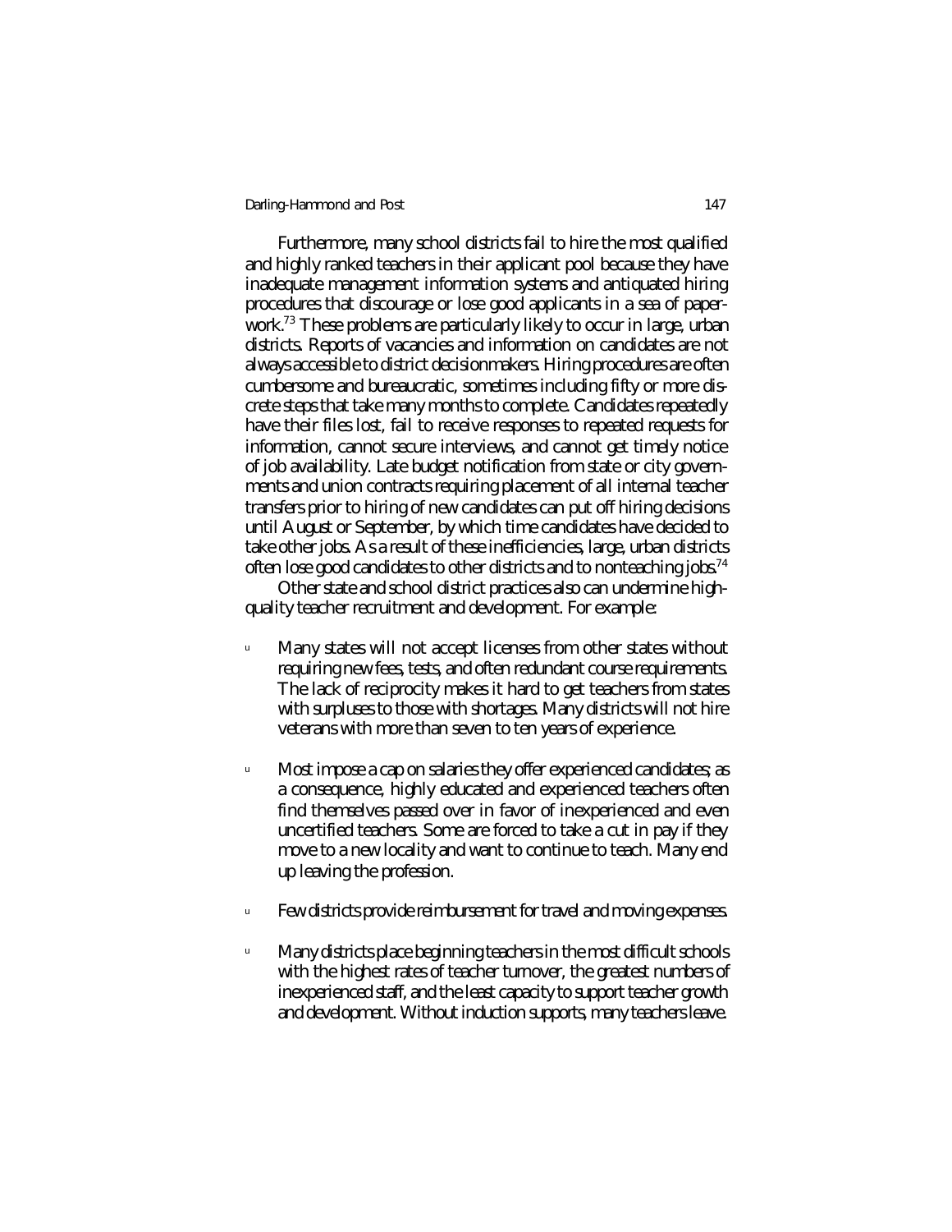Furthermore, many school districts fail to hire the most qualified and highly ranked teachers in their applicant pool because they have inadequate management information systems and antiquated hiring procedures that discourage or lose good applicants in a sea of paperwork.[73] These problems are particularly likely to occur in large, urban districts. Reports of vacancies and information on candidates are not always accessible to district decisionmakers. Hiring procedures are often cumbersome and bureaucratic, sometimes including fifty or more discrete steps that take many months to complete. Candidates repeatedly have their files lost, fail to receive responses to repeated requests for information, cannot secure interviews, and cannot get timely notice of job availability. Late budget notification from state or city governments and union contracts requiring placement of all internal teacher transfers prior to hiring of new candidates can put off hiring decisions until August or September, by which time candidates have decided to take other jobs. As a result of these inefficiencies, large, urban districts often lose good candidates to other districts and to nonteaching jobs.[74]

Other state and school district practices also can undermine high-quality teacher recruitment and development. For example:

- Many states will not accept licenses from other states without requiring new fees, tests, and often redundant course requirements. The lack of reciprocity makes it hard to get teachers from states with surpluses to those with shortages. Many districts will not hire veterans with more than seven to ten years of experience.
- Most impose a cap on salaries they offer experienced candidates; as a consequence, highly educated and experienced teachers often find themselves passed over in favor of inexperienced and even uncertified teachers. Some are forced to take a cut in pay if they move to a new locality and want to continue to teach. Many end up leaving the profession.
- Few districts provide reimbursement for travel and moving expenses.
- Many districts place beginning teachers in the most difficult schools with the highest rates of teacher turnover, the greatest numbers of inexperienced staff, and the least capacity to support teacher growth and development. Without induction supports, many teachers leave.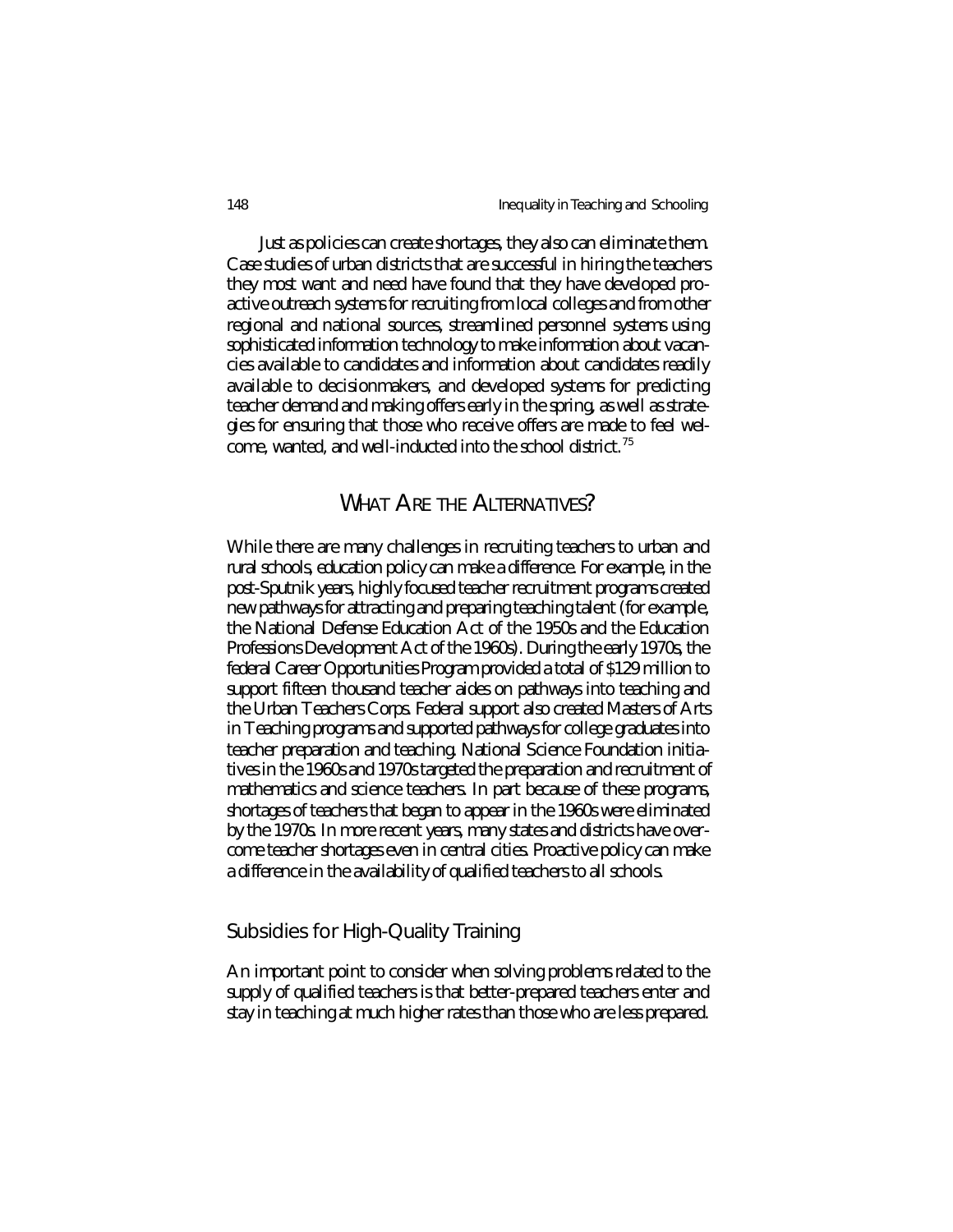Just as policies can create shortages, they also can eliminate them. Case studies of urban districts that are successful in hiring the teachers they most want and need have found that they have developed proactive outreach systems for recruiting from local colleges and from other regional and national sources, streamlined personnel systems using sophisticated information technology to make information about vacancies available to candidates and information about candidates readily available to decisionmakers, and developed systems for predicting teacher demand and making offers early in the spring, as well as strategies for ensuring that those who receive offers are made to feel welcome, wanted, and well-inducted into the school district.[75]

## What Are the Alternatives?

While there are many challenges in recruiting teachers to urban and rural schools, education policy can make a difference. For example, in the post-Sputnik years, highly focused teacher recruitment programs created new pathways for attracting and preparing teaching talent (for example, the National Defense Education Act of the 1950s and the Education Professions Development Act of the 1960s). During the early 1970s, the federal Career Opportunities Program provided a total of $129 million to support fifteen thousand teacher aides on pathways into teaching and the Urban Teachers Corps. Federal support also created Masters of Arts in Teaching programs and supported pathways for college graduates into teacher preparation and teaching. National Science Foundation initiatives in the 1960s and 1970s targeted the preparation and recruitment of mathematics and science teachers. In part because of these programs, shortages of teachers that began to appear in the 1960s were eliminated by the 1970s. In more recent years, many states and districts have overcome teacher shortages even in central cities. Proactive policy can make a difference in the availability of qualified teachers to all schools.

### Subsidies for High-Quality Training

An important point to consider when solving problems related to the supply of qualified teachers is that better-prepared teachers enter and stay in teaching at much higher rates than those who are less prepared.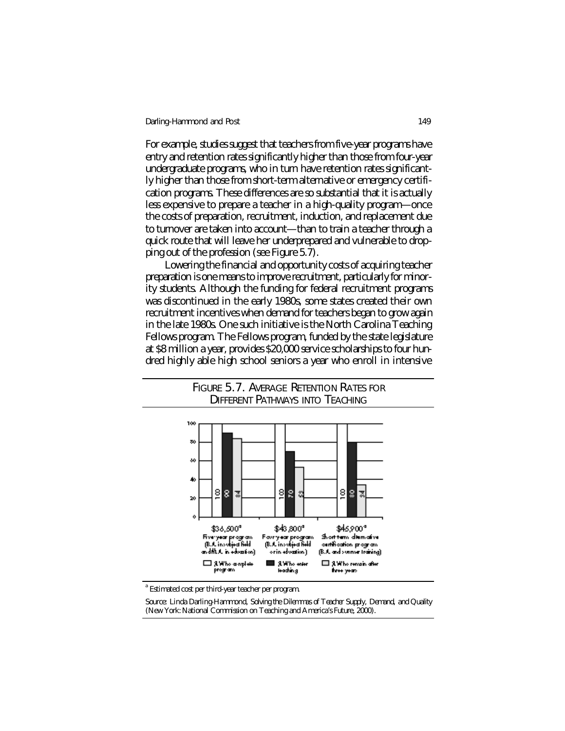For example, studies suggest that teachers from five-year programs have entry and retention rates significantly higher than those from four-year undergraduate programs, who in turn have retention rates significantly higher than those from short-term alternative or emergency certification programs. These differences are so substantial that it is actually less expensive to prepare a teacher in a high-quality program—once the costs of preparation, recruitment, induction, and replacement due to turnover are taken into account—than to train a teacher through a quick route that will leave her underprepared and vulnerable to dropping out of the profession (see Figure 5.7).

Lowering the financial and opportunity costs of acquiring teacher preparation is one means to improve recruitment, particularly for minority students. Although the funding for federal recruitment programs was discontinued in the early 1980s, some states created their own recruitment incentives when demand for teachers began to grow again in the late 1980s. One such initiative is the North Carolina Teaching Fellows program. The Fellows program, funded by the state legislature at $8 million a year, provides $20,000 service scholarships to four hundred highly able high school seniors a year who enroll in intensive

## FIGURE 5.7. AVERAGE RETENTION RATES FOR DIFFERENT PATHWAYS INTO TEACHING

| | % Who complete program | % Who enter teaching | % Who remain after three years |
|---|---|---|---|
| $36,500[a] Five-year program (B.A. in subject field and M.A. in education) | 100 | 90 | 84 |
| $43,800[a] Four-year program (B.A. in subject field or in education) | 100 | 70 | 53 |
| $45,900[a] Short-term alternative certification program (B.A. and summer training) | 100 | 80 | 34 |

[a] Estimated cost per third-year teacher per program.

Source: Linda Darling-Hammond, *Solving the Dilemmas of Teacher Supply, Demand, and Quality* (New York: National Commission on Teaching and America's Future, 2000).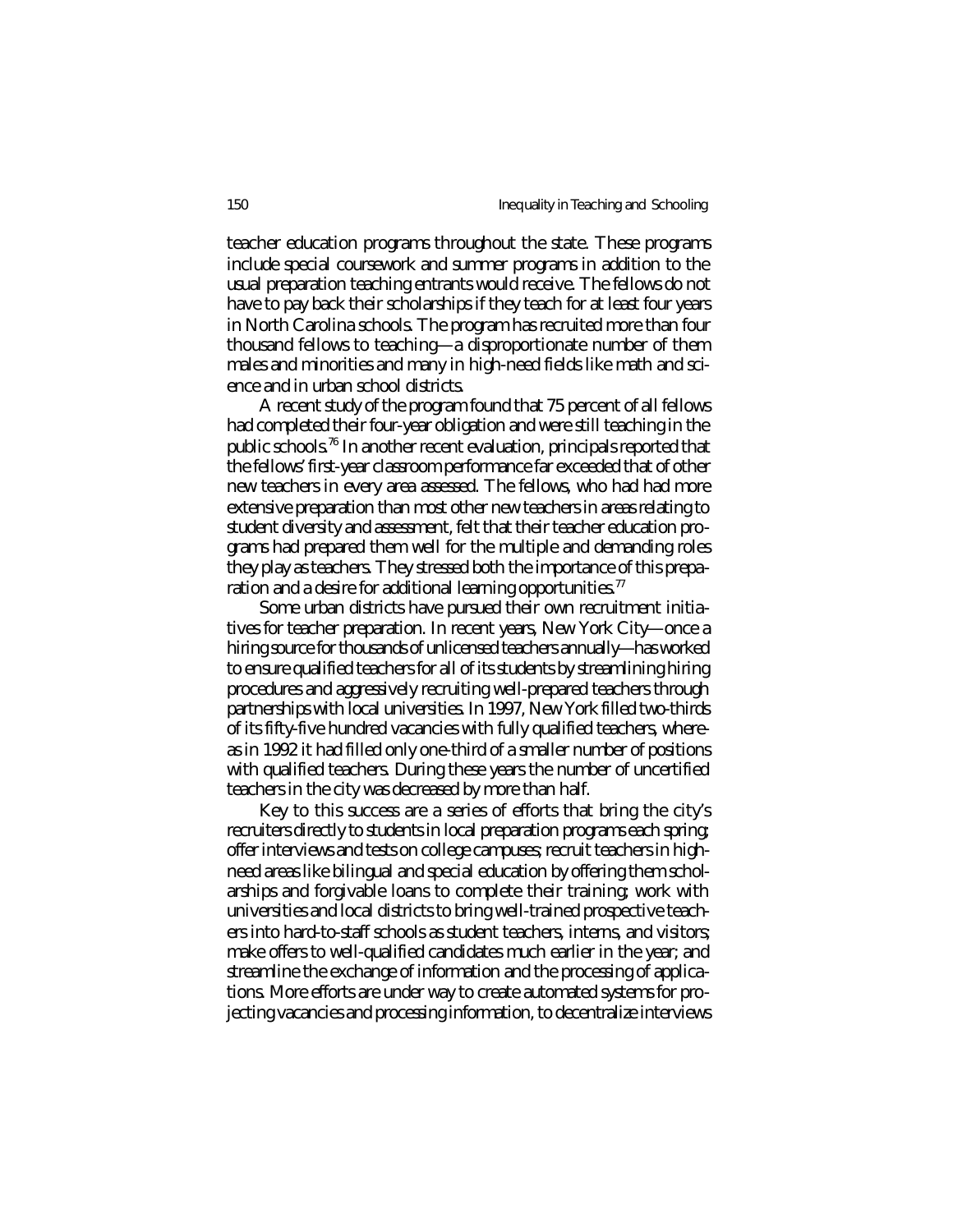teacher education programs throughout the state. These programs include special coursework and summer programs in addition to the usual preparation teaching entrants would receive. The fellows do not have to pay back their scholarships if they teach for at least four years in North Carolina schools. The program has recruited more than four thousand fellows to teaching—a disproportionate number of them males and minorities and many in high-need fields like math and science and in urban school districts.

A recent study of the program found that 75 percent of all fellows had completed their four-year obligation and were still teaching in the public schools.[76] In another recent evaluation, principals reported that the fellows' first-year classroom performance far exceeded that of other new teachers in every area assessed. The fellows, who had had more extensive preparation than most other new teachers in areas relating to student diversity and assessment, felt that their teacher education programs had prepared them well for the multiple and demanding roles they play as teachers. They stressed both the importance of this preparation and a desire for additional learning opportunities.[77]

Some urban districts have pursued their own recruitment initiatives for teacher preparation. In recent years, New York City—once a hiring source for thousands of unlicensed teachers annually—has worked to ensure qualified teachers for all of its students by streamlining hiring procedures and aggressively recruiting well-prepared teachers through partnerships with local universities. In 1997, New York filled two-thirds of its fifty-five hundred vacancies with fully qualified teachers, whereas in 1992 it had filled only one-third of a smaller number of positions with qualified teachers. During these years the number of uncertified teachers in the city was decreased by more than half.

Key to this success are a series of efforts that bring the city's recruiters directly to students in local preparation programs each spring; offer interviews and tests on college campuses; recruit teachers in high-need areas like bilingual and special education by offering them scholarships and forgivable loans to complete their training; work with universities and local districts to bring well-trained prospective teachers into hard-to-staff schools as student teachers, interns, and visitors; make offers to well-qualified candidates much earlier in the year; and streamline the exchange of information and the processing of applications. More efforts are under way to create automated systems for projecting vacancies and processing information, to decentralize interviews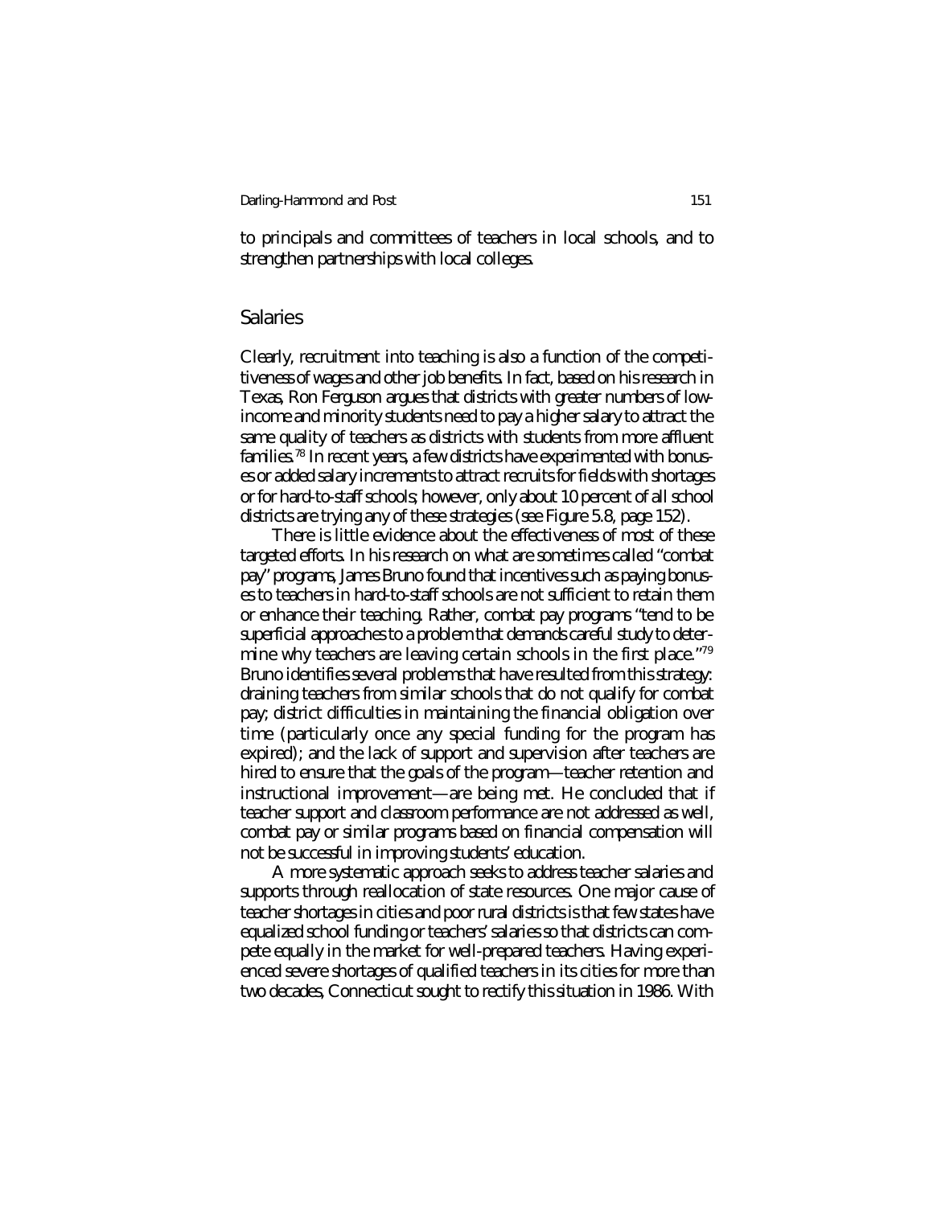to principals and committees of teachers in local schools, and to strengthen partnerships with local colleges.

## Salaries

Clearly, recruitment into teaching is also a function of the competitiveness of wages and other job benefits. In fact, based on his research in Texas, Ron Ferguson argues that districts with greater numbers of low-income and minority students need to pay a higher salary to attract the same quality of teachers as districts with students from more affluent families.[78] In recent years, a few districts have experimented with bonuses or added salary increments to attract recruits for fields with shortages or for hard-to-staff schools; however, only about 10 percent of all school districts are trying any of these strategies (see Figure 5.8, page 152).

There is little evidence about the effectiveness of most of these targeted efforts. In his research on what are sometimes called "combat pay" programs, James Bruno found that incentives such as paying bonuses to teachers in hard-to-staff schools are not sufficient to retain them or enhance their teaching. Rather, combat pay programs "tend to be superficial approaches to a problem that demands careful study to determine why teachers are leaving certain schools in the first place."[79] Bruno identifies several problems that have resulted from this strategy: draining teachers from similar schools that do not qualify for combat pay; district difficulties in maintaining the financial obligation over time (particularly once any special funding for the program has expired); and the lack of support and supervision after teachers are hired to ensure that the goals of the program—teacher retention and instructional improvement—are being met. He concluded that if teacher support and classroom performance are not addressed as well, combat pay or similar programs based on financial compensation will not be successful in improving students' education.

A more systematic approach seeks to address teacher salaries and supports through reallocation of state resources. One major cause of teacher shortages in cities and poor rural districts is that few states have equalized school funding or teachers' salaries so that districts can compete equally in the market for well-prepared teachers. Having experienced severe shortages of qualified teachers in its cities for more than two decades, Connecticut sought to rectify this situation in 1986. With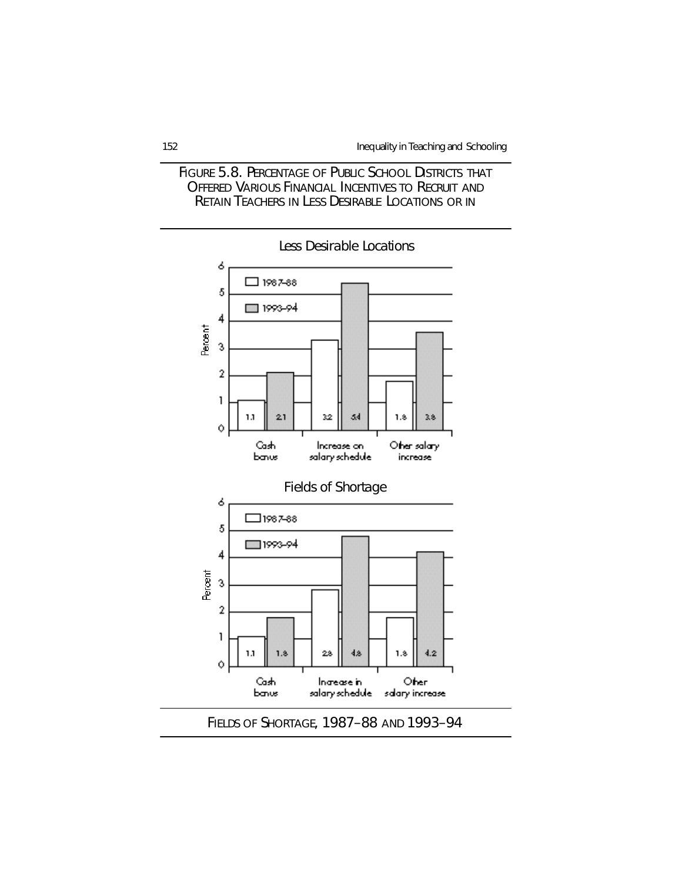FIGURE 5.8. PERCENTAGE OF PUBLIC SCHOOL DISTRICTS THAT OFFERED VARIOUS FINANCIAL INCENTIVES TO RECRUIT AND RETAIN TEACHERS IN LESS DESIRABLE LOCATIONS OR IN FIELDS OF SHORTAGE, 1987–88 AND 1993–94

**Less Desirable Locations**

| | 1987–88 | 1993–94 |
|---|---|---|
| Cash bonus | 1.1 | 2.1 |
| Increase on salary schedule | 3.2 | 5.4 |
| Other salary increase | 1.8 | 3.8 |

**Fields of Shortage**

| | 1987–88 | 1993–94 |
|---|---|---|
| Cash bonus | 1.1 | 1.8 |
| Increase in salary schedule | 2.8 | 4.8 |
| Other salary increase | 1.8 | 4.2 |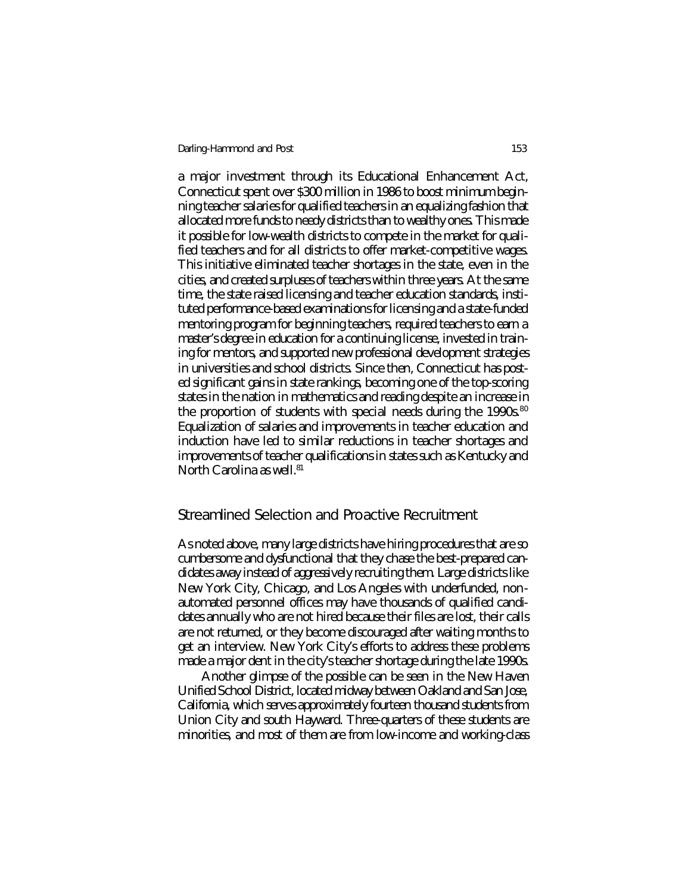a major investment through its Educational Enhancement Act, Connecticut spent over $300 million in 1986 to boost minimum beginning teacher salaries for qualified teachers in an equalizing fashion that allocated more funds to needy districts than to wealthy ones. This made it possible for low-wealth districts to compete in the market for qualified teachers and for all districts to offer market-competitive wages. This initiative eliminated teacher shortages in the state, even in the cities, and created surpluses of teachers within three years. At the same time, the state raised licensing and teacher education standards, instituted performance-based examinations for licensing and a state-funded mentoring program for beginning teachers, required teachers to earn a master's degree in education for a continuing license, invested in training for mentors, and supported new professional development strategies in universities and school districts. Since then, Connecticut has posted significant gains in state rankings, becoming one of the top-scoring states in the nation in mathematics and reading despite an increase in the proportion of students with special needs during the 1990s.[80] Equalization of salaries and improvements in teacher education and induction have led to similar reductions in teacher shortages and improvements of teacher qualifications in states such as Kentucky and North Carolina as well.[81]

## Streamlined Selection and Proactive Recruitment

As noted above, many large districts have hiring procedures that are so cumbersome and dysfunctional that they chase the best-prepared candidates away instead of aggressively recruiting them. Large districts like New York City, Chicago, and Los Angeles with underfunded, non-automated personnel offices may have thousands of qualified candidates annually who are not hired because their files are lost, their calls are not returned, or they become discouraged after waiting months to get an interview. New York City's efforts to address these problems made a major dent in the city's teacher shortage during the late 1990s.

Another glimpse of the possible can be seen in the New Haven Unified School District, located midway between Oakland and San Jose, California, which serves approximately fourteen thousand students from Union City and south Hayward. Three-quarters of these students are minorities, and most of them are from low-income and working-class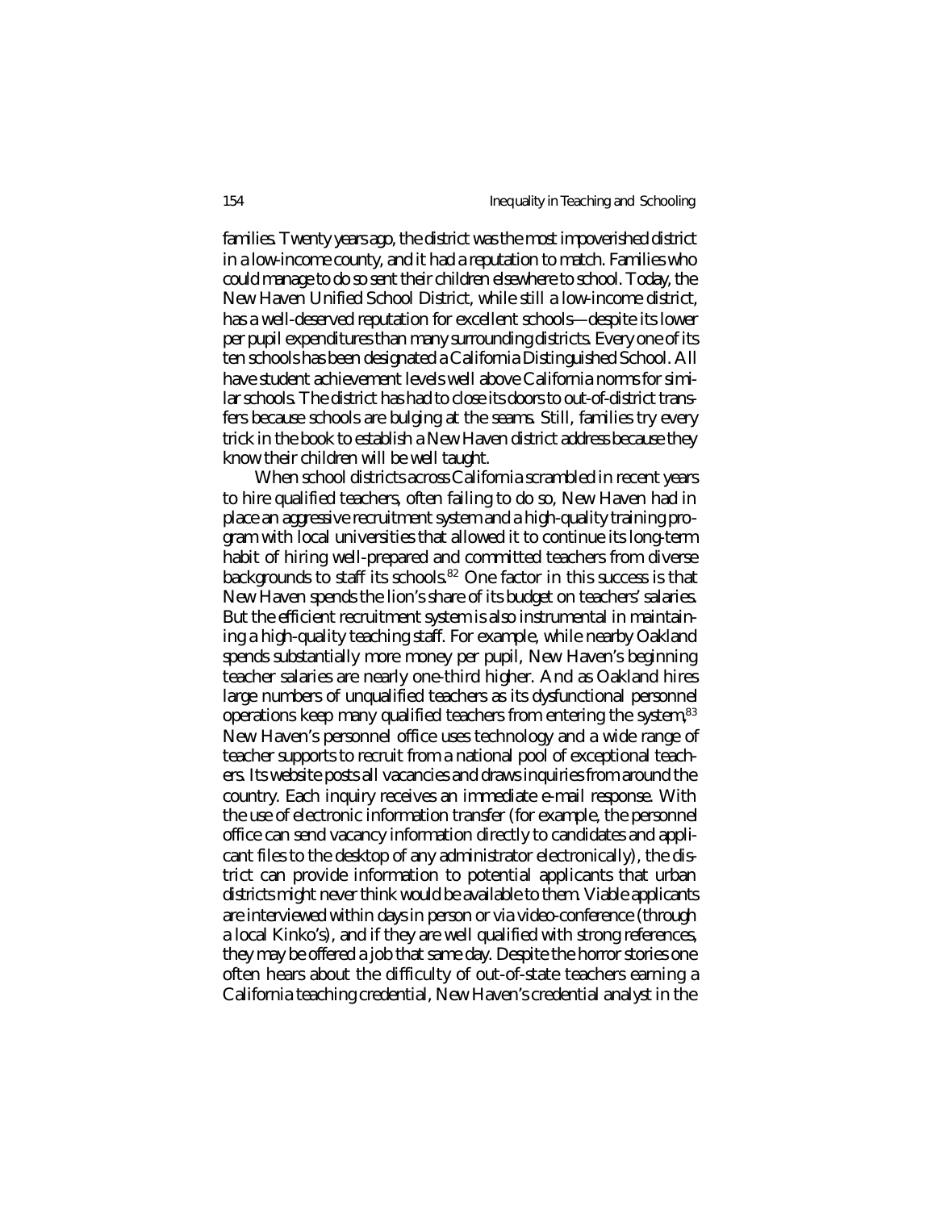families. Twenty years ago, the district was the most impoverished district in a low-income county, and it had a reputation to match. Families who could manage to do so sent their children elsewhere to school. Today, the New Haven Unified School District, while still a low-income district, has a well-deserved reputation for excellent schools—despite its lower per pupil expenditures than many surrounding districts. Every one of its ten schools has been designated a California Distinguished School. All have student achievement levels well above California norms for similar schools. The district has had to close its doors to out-of-district transfers because schools are bulging at the seams. Still, families try every trick in the book to establish a New Haven district address because they know their children will be well taught.

When school districts across California scrambled in recent years to hire qualified teachers, often failing to do so, New Haven had in place an aggressive recruitment system and a high-quality training program with local universities that allowed it to continue its long-term habit of hiring well-prepared and committed teachers from diverse backgrounds to staff its schools.[82] One factor in this success is that New Haven spends the lion's share of its budget on teachers' salaries. But the efficient recruitment system is also instrumental in maintaining a high-quality teaching staff. For example, while nearby Oakland spends substantially more money per pupil, New Haven's beginning teacher salaries are nearly one-third higher. And as Oakland hires large numbers of unqualified teachers as its dysfunctional personnel operations keep many qualified teachers from entering the system,[83] New Haven's personnel office uses technology and a wide range of teacher supports to recruit from a national pool of exceptional teachers. Its website posts all vacancies and draws inquiries from around the country. Each inquiry receives an immediate e-mail response. With the use of electronic information transfer (for example, the personnel office can send vacancy information directly to candidates and applicant files to the desktop of any administrator electronically), the district can provide information to potential applicants that urban districts might never think would be available to them. Viable applicants are interviewed within days in person or via video-conference (through a local Kinko's), and if they are well qualified with strong references, they may be offered a job that same day. Despite the horror stories one often hears about the difficulty of out-of-state teachers earning a California teaching credential, New Haven's credential analyst in the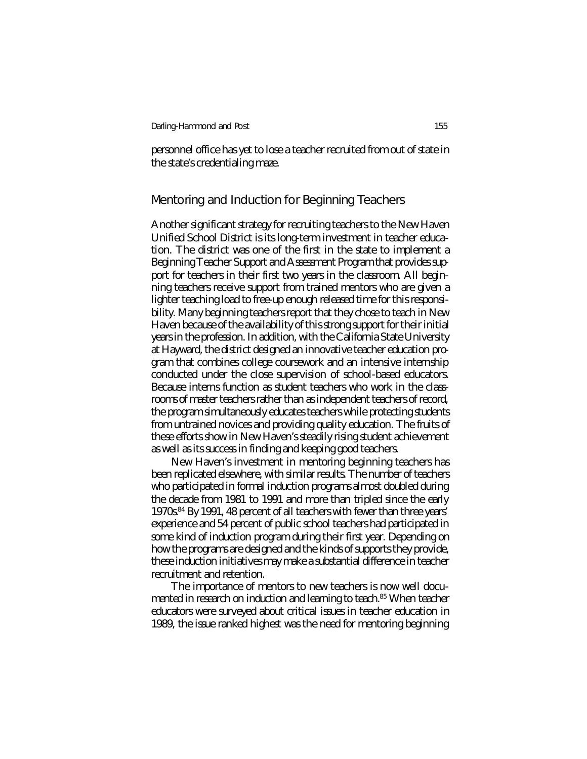personnel office has yet to lose a teacher recruited from out of state in the state's credentialing maze.

## Mentoring and Induction for Beginning Teachers

Another significant strategy for recruiting teachers to the New Haven Unified School District is its long-term investment in teacher education. The district was one of the first in the state to implement a Beginning Teacher Support and Assessment Program that provides support for teachers in their first two years in the classroom. All beginning teachers receive support from trained mentors who are given a lighter teaching load to free-up enough released time for this responsibility. Many beginning teachers report that they chose to teach in New Haven because of the availability of this strong support for their initial years in the profession. In addition, with the California State University at Hayward, the district designed an innovative teacher education program that combines college coursework and an intensive internship conducted under the close supervision of school-based educators. Because interns function as student teachers who work in the classrooms of master teachers rather than as independent teachers of record, the program simultaneously educates teachers while protecting students from untrained novices and providing quality education. The fruits of these efforts show in New Haven's steadily rising student achievement as well as its success in finding and keeping good teachers.

New Haven's investment in mentoring beginning teachers has been replicated elsewhere, with similar results. The number of teachers who participated in formal induction programs almost doubled during the decade from 1981 to 1991 and more than tripled since the early 1970s.[84] By 1991, 48 percent of all teachers with fewer than three years' experience and 54 percent of public school teachers had participated in some kind of induction program during their first year. Depending on how the programs are designed and the kinds of supports they provide, these induction initiatives may make a substantial difference in teacher recruitment and retention.

The importance of mentors to new teachers is now well documented in research on induction and learning to teach.[85] When teacher educators were surveyed about critical issues in teacher education in 1989, the issue ranked highest was the need for mentoring beginning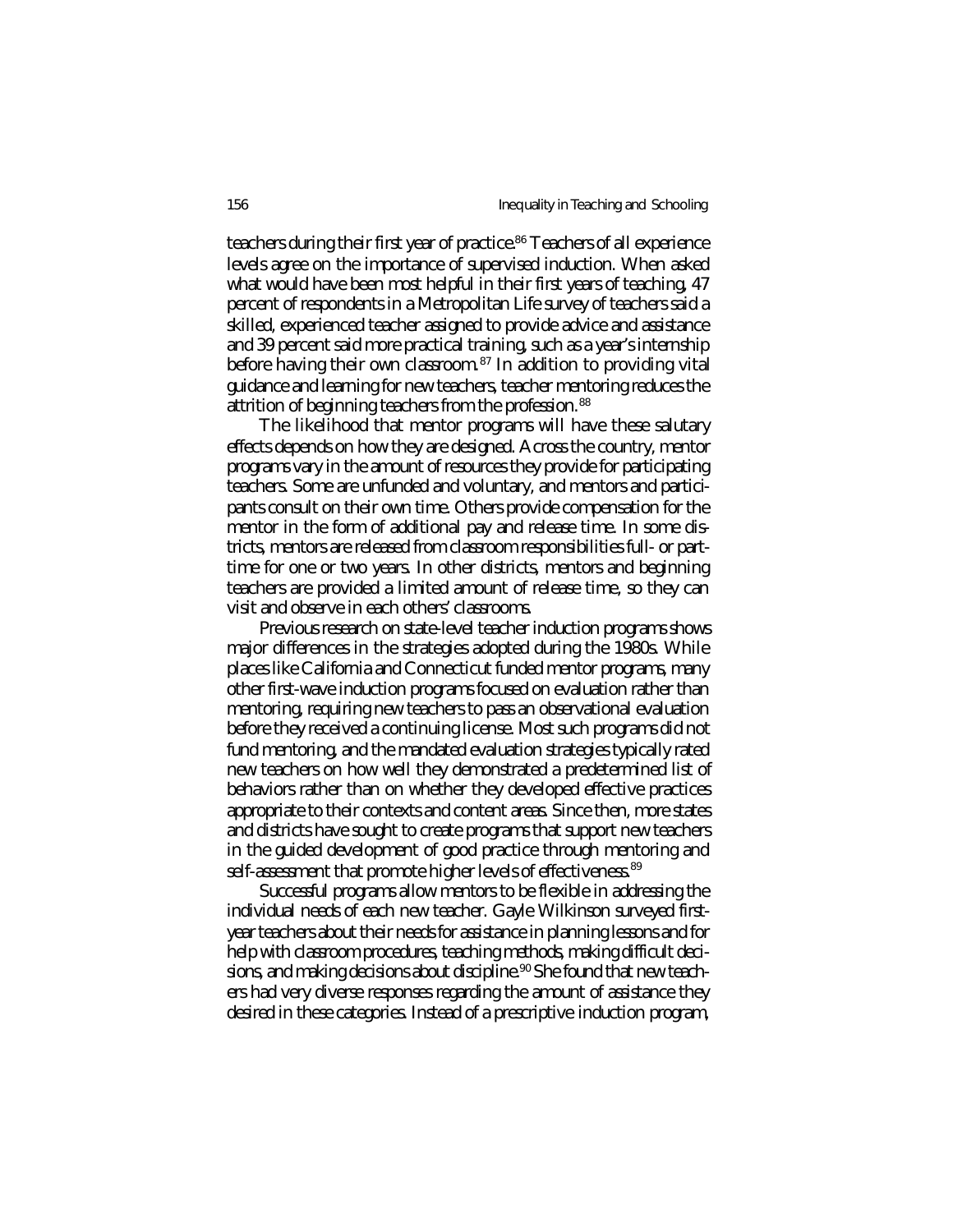teachers during their first year of practice.[86] Teachers of all experience levels agree on the importance of supervised induction. When asked what would have been most helpful in their first years of teaching, 47 percent of respondents in a Metropolitan Life survey of teachers said a skilled, experienced teacher assigned to provide advice and assistance and 39 percent said more practical training, such as a year's internship before having their own classroom.[87] In addition to providing vital guidance and learning for new teachers, teacher mentoring reduces the attrition of beginning teachers from the profession.[88]

The likelihood that mentor programs will have these salutary effects depends on how they are designed. Across the country, mentor programs vary in the amount of resources they provide for participating teachers. Some are unfunded and voluntary, and mentors and participants consult on their own time. Others provide compensation for the mentor in the form of additional pay and release time. In some districts, mentors are released from classroom responsibilities full- or part-time for one or two years. In other districts, mentors and beginning teachers are provided a limited amount of release time, so they can visit and observe in each others' classrooms.

Previous research on state-level teacher induction programs shows major differences in the strategies adopted during the 1980s. While places like California and Connecticut funded mentor programs, many other first-wave induction programs focused on evaluation rather than mentoring, requiring new teachers to pass an observational evaluation before they received a continuing license. Most such programs did not fund mentoring, and the mandated evaluation strategies typically rated new teachers on how well they demonstrated a predetermined list of behaviors rather than on whether they developed effective practices appropriate to their contexts and content areas. Since then, more states and districts have sought to create programs that support new teachers in the guided development of good practice through mentoring and self-assessment that promote higher levels of effectiveness.[89]

Successful programs allow mentors to be flexible in addressing the individual needs of each new teacher. Gayle Wilkinson surveyed first-year teachers about their needs for assistance in planning lessons and for help with classroom procedures, teaching methods, making difficult decisions, and making decisions about discipline.[90] She found that new teachers had very diverse responses regarding the amount of assistance they desired in these categories. Instead of a prescriptive induction program,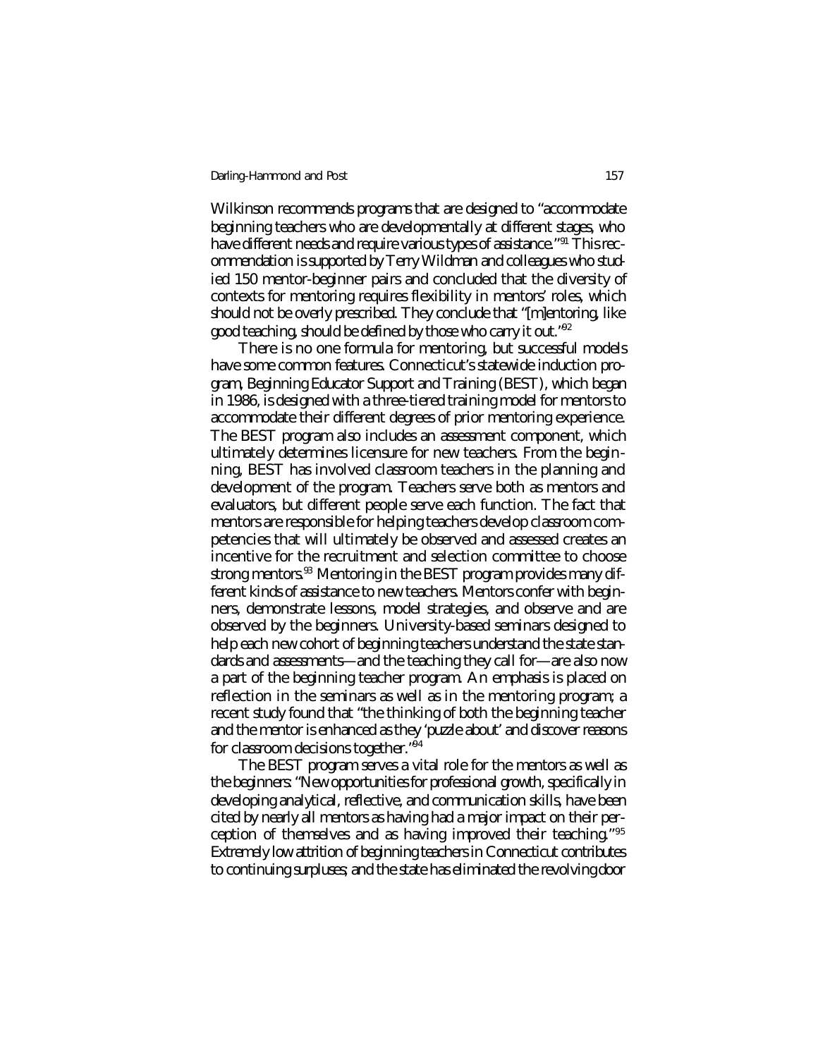Wilkinson recommends programs that are designed to "accommodate beginning teachers who are developmentally at different stages, who have different needs and require various types of assistance."[91] This recommendation is supported by Terry Wildman and colleagues who studied 150 mentor-beginner pairs and concluded that the diversity of contexts for mentoring requires flexibility in mentors' roles, which should not be overly prescribed. They conclude that "[m]entoring, like good teaching, should be defined by those who carry it out."[92]

There is no one formula for mentoring, but successful models have some common features. Connecticut's statewide induction program, Beginning Educator Support and Training (BEST), which began in 1986, is designed with a three-tiered training model for mentors to accommodate their different degrees of prior mentoring experience. The BEST program also includes an assessment component, which ultimately determines licensure for new teachers. From the beginning, BEST has involved classroom teachers in the planning and development of the program. Teachers serve both as mentors and evaluators, but different people serve each function. The fact that mentors are responsible for helping teachers develop classroom competencies that will ultimately be observed and assessed creates an incentive for the recruitment and selection committee to choose strong mentors.[93] Mentoring in the BEST program provides many different kinds of assistance to new teachers. Mentors confer with beginners, demonstrate lessons, model strategies, and observe and are observed by the beginners. University-based seminars designed to help each new cohort of beginning teachers understand the state standards and assessments—and the teaching they call for—are also now a part of the beginning teacher program. An emphasis is placed on reflection in the seminars as well as in the mentoring program; a recent study found that "the thinking of both the beginning teacher and the mentor is enhanced as they 'puzzle about' and discover reasons for classroom decisions together."[94]

The BEST program serves a vital role for the mentors as well as the beginners: "New opportunities for professional growth, specifically in developing analytical, reflective, and communication skills, have been cited by nearly all mentors as having had a major impact on their perception of themselves and as having improved their teaching."[95] Extremely low attrition of beginning teachers in Connecticut contributes to continuing surpluses; and the state has eliminated the revolving door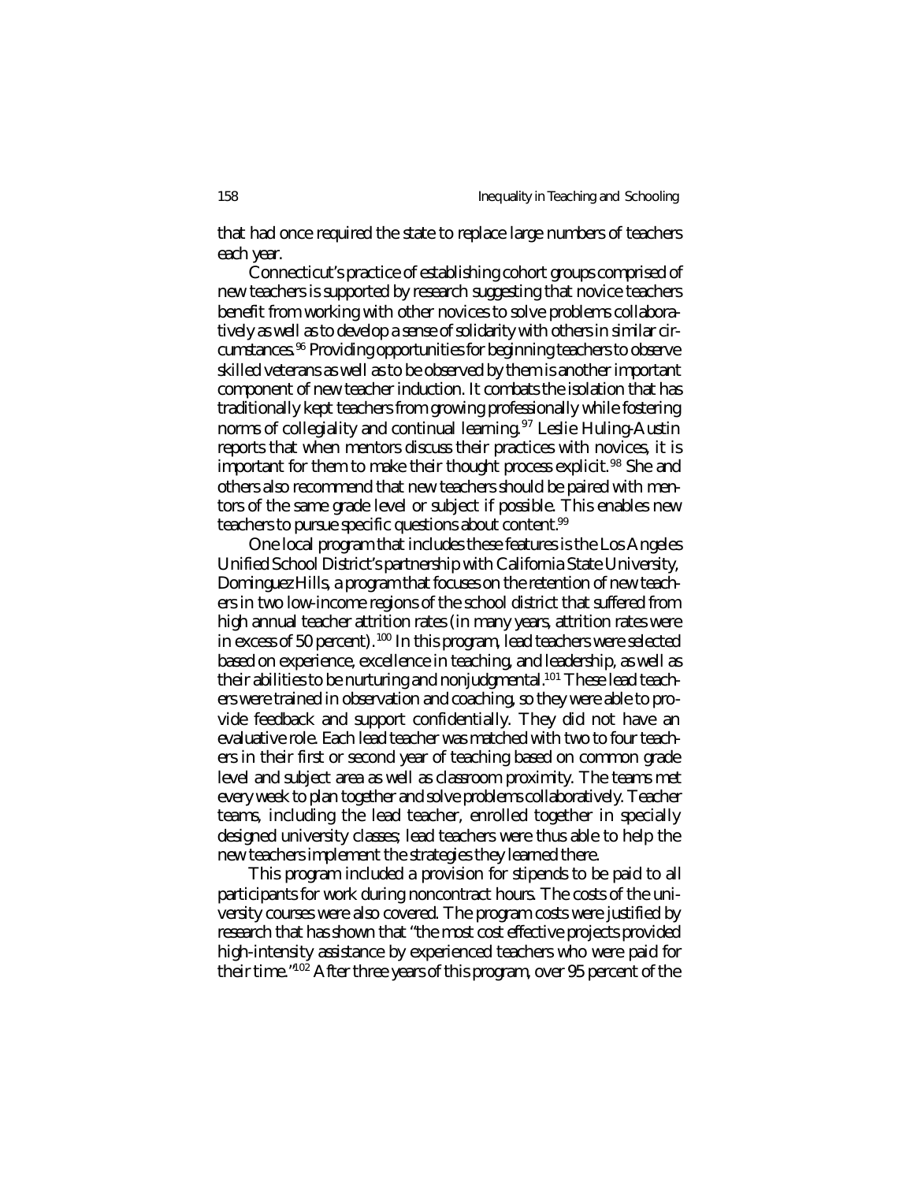that had once required the state to replace large numbers of teachers each year.

Connecticut's practice of establishing cohort groups comprised of new teachers is supported by research suggesting that novice teachers benefit from working with other novices to solve problems collaboratively as well as to develop a sense of solidarity with others in similar circumstances.[96] Providing opportunities for beginning teachers to observe skilled veterans as well as to be observed by them is another important component of new teacher induction. It combats the isolation that has traditionally kept teachers from growing professionally while fostering norms of collegiality and continual learning.[97] Leslie Huling-Austin reports that when mentors discuss their practices with novices, it is important for them to make their thought process explicit.[98] She and others also recommend that new teachers should be paired with mentors of the same grade level or subject if possible. This enables new teachers to pursue specific questions about content.[99]

One local program that includes these features is the Los Angeles Unified School District's partnership with California State University, Dominguez Hills, a program that focuses on the retention of new teachers in two low-income regions of the school district that suffered from high annual teacher attrition rates (in many years, attrition rates were in excess of 50 percent).[100] In this program, lead teachers were selected based on experience, excellence in teaching, and leadership, as well as their abilities to be nurturing and nonjudgmental.[101] These lead teachers were trained in observation and coaching, so they were able to provide feedback and support confidentially. They did not have an evaluative role. Each lead teacher was matched with two to four teachers in their first or second year of teaching based on common grade level and subject area as well as classroom proximity. The teams met every week to plan together and solve problems collaboratively. Teacher teams, including the lead teacher, enrolled together in specially designed university classes; lead teachers were thus able to help the new teachers implement the strategies they learned there.

This program included a provision for stipends to be paid to all participants for work during noncontract hours. The costs of the university courses were also covered. The program costs were justified by research that has shown that "the most cost effective projects provided high-intensity assistance by experienced teachers who were paid for their time."[102] After three years of this program, over 95 percent of the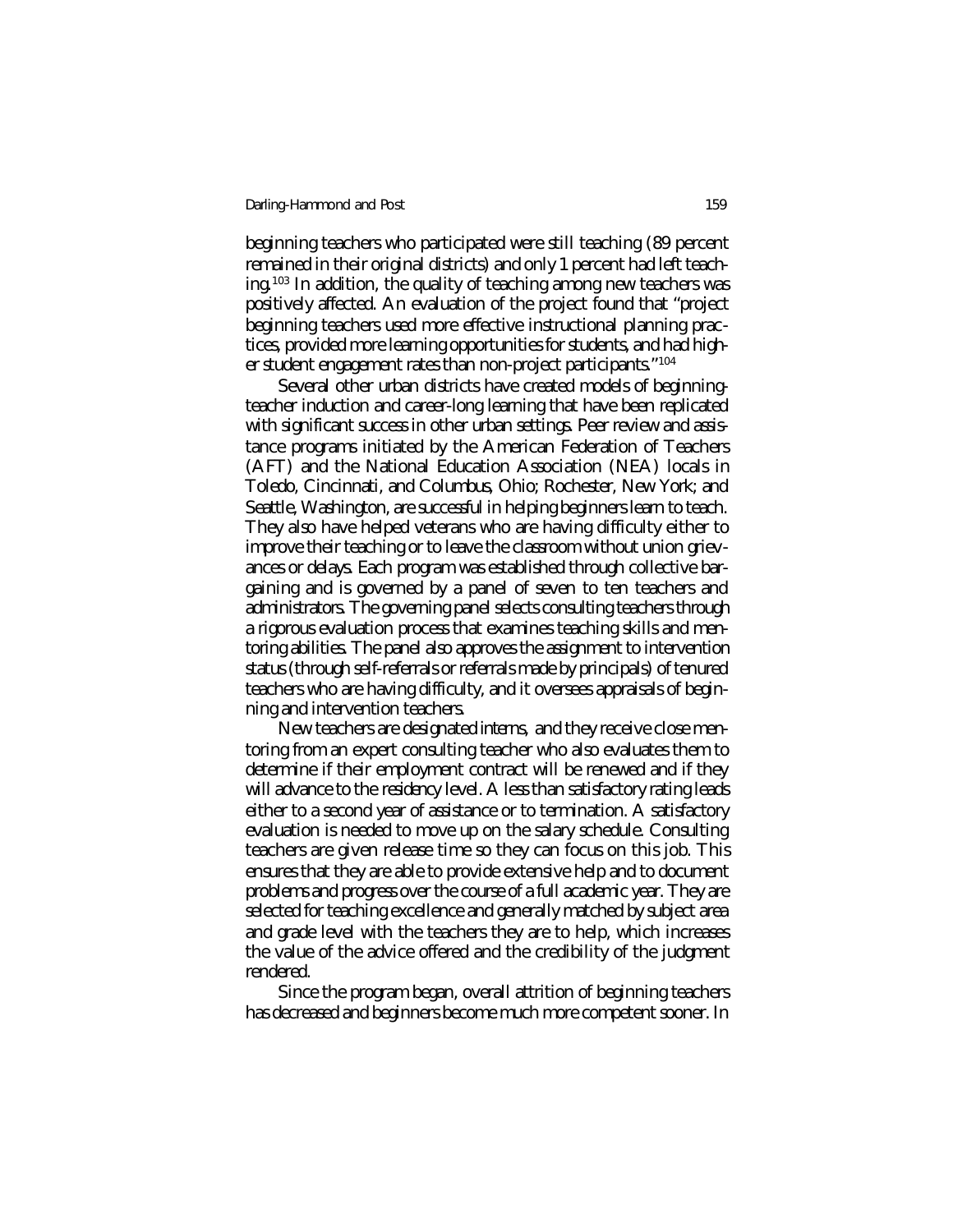beginning teachers who participated were still teaching (89 percent remained in their original districts) and only 1 percent had left teaching.[103] In addition, the quality of teaching among new teachers was positively affected. An evaluation of the project found that "project beginning teachers used more effective instructional planning practices, provided more learning opportunities for students, and had higher student engagement rates than non-project participants."[104]

Several other urban districts have created models of beginning-teacher induction and career-long learning that have been replicated with significant success in other urban settings. Peer review and assistance programs initiated by the American Federation of Teachers (AFT) and the National Education Association (NEA) locals in Toledo, Cincinnati, and Columbus, Ohio; Rochester, New York; and Seattle, Washington, are successful in helping beginners learn to teach. They also have helped veterans who are having difficulty either to improve their teaching or to leave the classroom without union grievances or delays. Each program was established through collective bargaining and is governed by a panel of seven to ten teachers and administrators. The governing panel selects consulting teachers through a rigorous evaluation process that examines teaching skills and mentoring abilities. The panel also approves the assignment to intervention status (through self-referrals or referrals made by principals) of tenured teachers who are having difficulty, and it oversees appraisals of beginning and intervention teachers.

New teachers are designated interns, and they receive close mentoring from an expert consulting teacher who also evaluates them to determine if their employment contract will be renewed and if they will advance to the residency level. A less than satisfactory rating leads either to a second year of assistance or to termination. A satisfactory evaluation is needed to move up on the salary schedule. Consulting teachers are given release time so they can focus on this job. This ensures that they are able to provide extensive help and to document problems and progress over the course of a full academic year. They are selected for teaching excellence and generally matched by subject area and grade level with the teachers they are to help, which increases the value of the advice offered and the credibility of the judgment rendered.

Since the program began, overall attrition of beginning teachers has decreased and beginners become much more competent sooner. In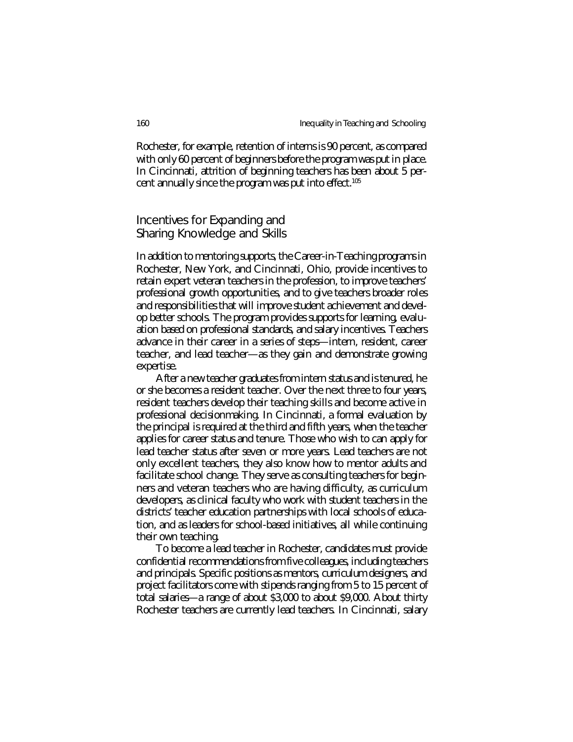Rochester, for example, retention of interns is 90 percent, as compared with only 60 percent of beginners before the program was put in place. In Cincinnati, attrition of beginning teachers has been about 5 percent annually since the program was put into effect.[105]

## Incentives for Expanding and Sharing Knowledge and Skills

In addition to mentoring supports, the Career-in-Teaching programs in Rochester, New York, and Cincinnati, Ohio, provide incentives to retain expert veteran teachers in the profession, to improve teachers' professional growth opportunities, and to give teachers broader roles and responsibilities that will improve student achievement and develop better schools. The program provides supports for learning, evaluation based on professional standards, and salary incentives. Teachers advance in their career in a series of steps—intern, resident, career teacher, and lead teacher—as they gain and demonstrate growing expertise.

After a new teacher graduates from intern status and is tenured, he or she becomes a resident teacher. Over the next three to four years, resident teachers develop their teaching skills and become active in professional decisionmaking. In Cincinnati, a formal evaluation by the principal is required at the third and fifth years, when the teacher applies for career status and tenure. Those who wish to can apply for lead teacher status after seven or more years. Lead teachers are not only excellent teachers, they also know how to mentor adults and facilitate school change. They serve as consulting teachers for beginners and veteran teachers who are having difficulty, as curriculum developers, as clinical faculty who work with student teachers in the districts' teacher education partnerships with local schools of education, and as leaders for school-based initiatives, all while continuing their own teaching.

To become a lead teacher in Rochester, candidates must provide confidential recommendations from five colleagues, including teachers and principals. Specific positions as mentors, curriculum designers, and project facilitators come with stipends ranging from 5 to 15 percent of total salaries—a range of about $3,000 to about $9,000. About thirty Rochester teachers are currently lead teachers. In Cincinnati, salary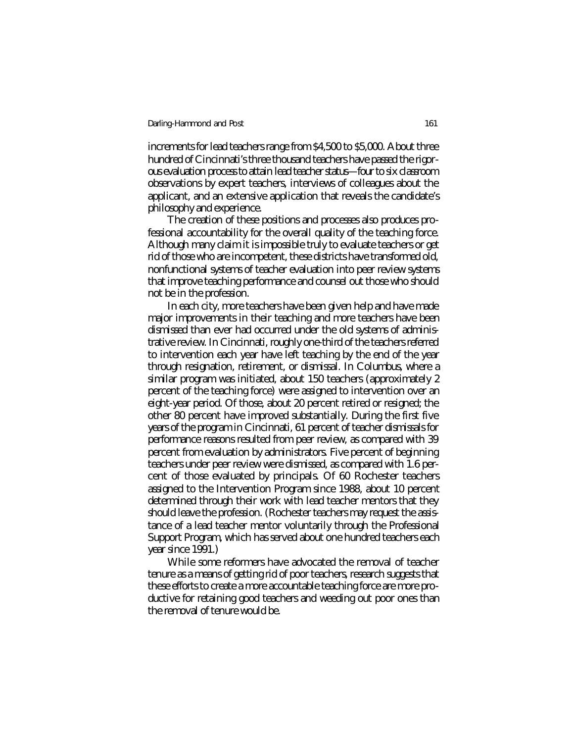increments for lead teachers range from $4,500 to $5,000. About three hundred of Cincinnati's three thousand teachers have passed the rigorous evaluation process to attain lead teacher status—four to six classroom observations by expert teachers, interviews of colleagues about the applicant, and an extensive application that reveals the candidate's philosophy and experience.

The creation of these positions and processes also produces professional accountability for the overall quality of the teaching force. Although many claim it is impossible truly to evaluate teachers or get rid of those who are incompetent, these districts have transformed old, nonfunctional systems of teacher evaluation into peer review systems that improve teaching performance and counsel out those who should not be in the profession.

In each city, more teachers have been given help and have made major improvements in their teaching and more teachers have been dismissed than ever had occurred under the old systems of administrative review. In Cincinnati, roughly one-third of the teachers referred to intervention each year have left teaching by the end of the year through resignation, retirement, or dismissal. In Columbus, where a similar program was initiated, about 150 teachers (approximately 2 percent of the teaching force) were assigned to intervention over an eight-year period. Of those, about 20 percent retired or resigned; the other 80 percent have improved substantially. During the first five years of the program in Cincinnati, 61 percent of teacher dismissals for performance reasons resulted from peer review, as compared with 39 percent from evaluation by administrators. Five percent of beginning teachers under peer review were dismissed, as compared with 1.6 percent of those evaluated by principals. Of 60 Rochester teachers assigned to the Intervention Program since 1988, about 10 percent determined through their work with lead teacher mentors that they should leave the profession. (Rochester teachers may request the assistance of a lead teacher mentor voluntarily through the Professional Support Program, which has served about one hundred teachers each year since 1991.)

While some reformers have advocated the removal of teacher tenure as a means of getting rid of poor teachers, research suggests that these efforts to create a more accountable teaching force are more productive for retaining good teachers and weeding out poor ones than the removal of tenure would be.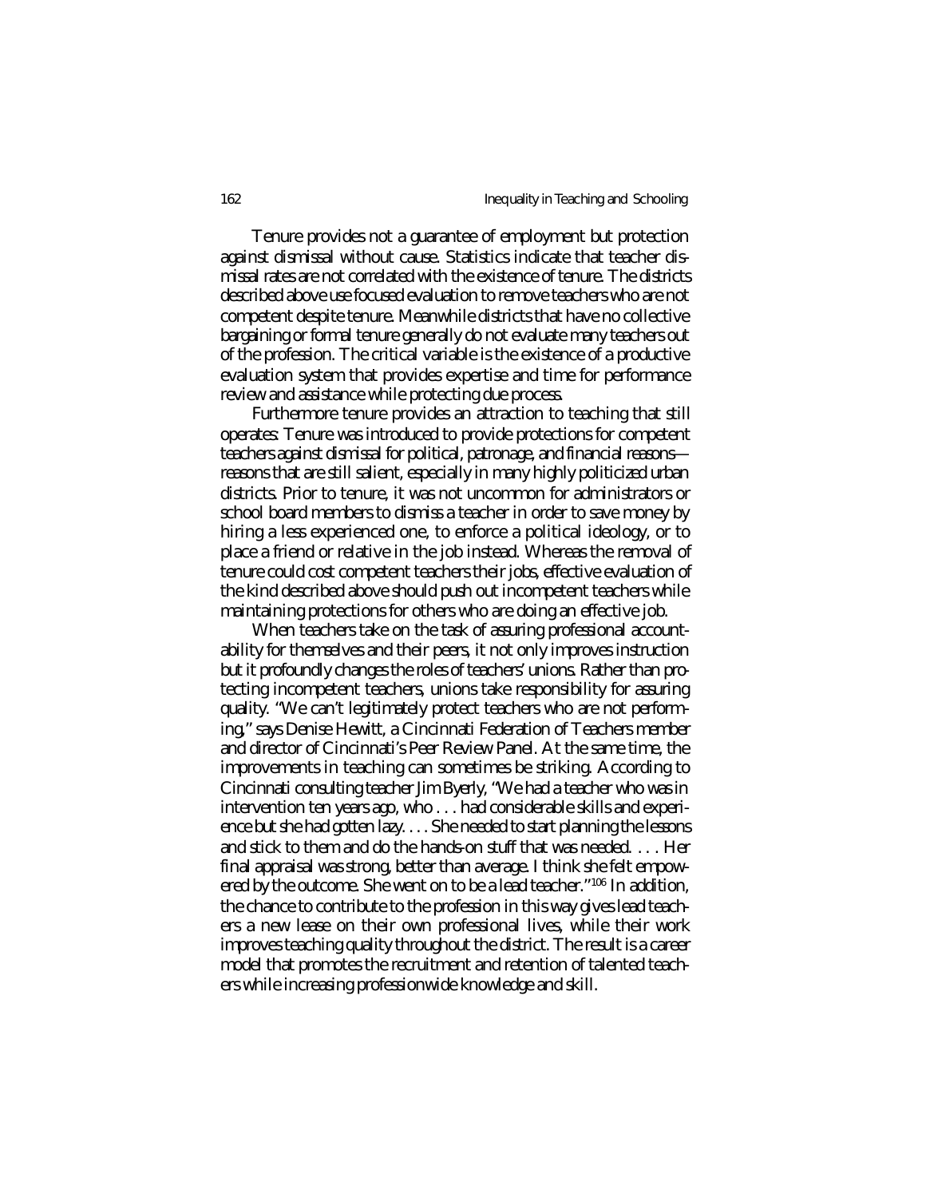Tenure provides not a guarantee of employment but protection against dismissal without cause. Statistics indicate that teacher dismissal rates are not correlated with the existence of tenure. The districts described above use focused evaluation to remove teachers who are not competent despite tenure. Meanwhile districts that have no collective bargaining or formal tenure generally do not evaluate many teachers out of the profession. The critical variable is the existence of a productive evaluation system that provides expertise and time for performance review and assistance while protecting due process.

Furthermore tenure provides an attraction to teaching that still operates: Tenure was introduced to provide protections for competent teachers against dismissal for political, patronage, and financial reasons—reasons that are still salient, especially in many highly politicized urban districts. Prior to tenure, it was not uncommon for administrators or school board members to dismiss a teacher in order to save money by hiring a less experienced one, to enforce a political ideology, or to place a friend or relative in the job instead. Whereas the removal of tenure could cost competent teachers their jobs, effective evaluation of the kind described above should push out incompetent teachers while maintaining protections for others who are doing an effective job.

When teachers take on the task of assuring professional accountability for themselves and their peers, it not only improves instruction but it profoundly changes the roles of teachers' unions. Rather than protecting incompetent teachers, unions take responsibility for assuring quality. "We can't legitimately protect teachers who are not performing," says Denise Hewitt, a Cincinnati Federation of Teachers member and director of Cincinnati's Peer Review Panel. At the same time, the improvements in teaching can sometimes be striking. According to Cincinnati consulting teacher Jim Byerly, "We had a teacher who was in intervention ten years ago, who . . . had considerable skills and experience but she had gotten lazy. . . . She needed to start planning the lessons and stick to them and do the hands-on stuff that was needed. . . . Her final appraisal was strong, better than average. I think she felt empowered by the outcome. She went on to be a lead teacher."[106] In addition, the chance to contribute to the profession in this way gives lead teachers a new lease on their own professional lives, while their work improves teaching quality throughout the district. The result is a career model that promotes the recruitment and retention of talented teachers while increasing professionwide knowledge and skill.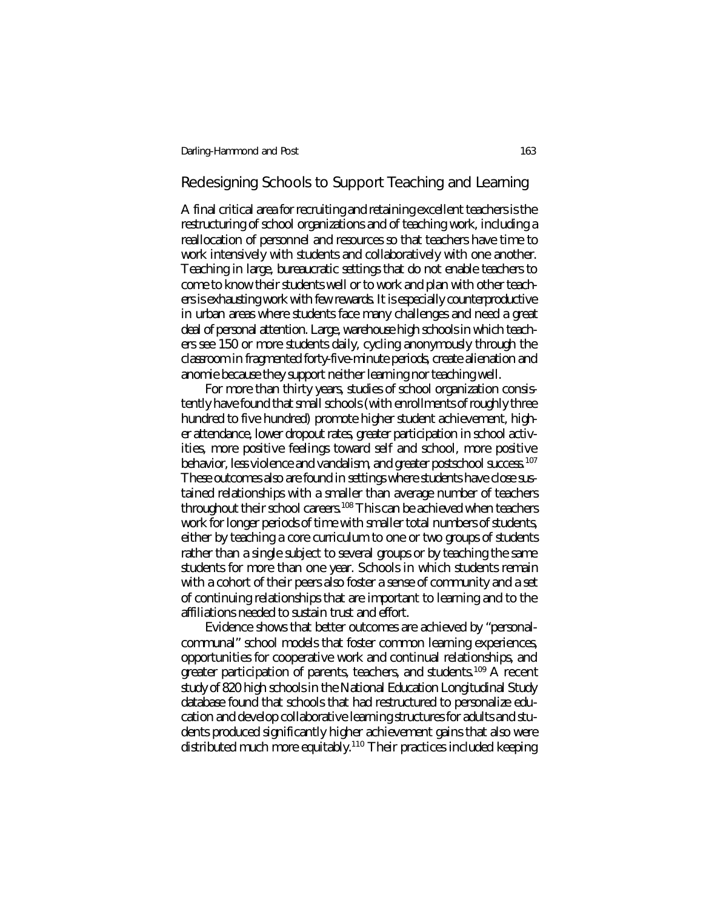## Redesigning Schools to Support Teaching and Learning

A final critical area for recruiting and retaining excellent teachers is the restructuring of school organizations and of teaching work, including a reallocation of personnel and resources so that teachers have time to work intensively with students and collaboratively with one another. Teaching in large, bureaucratic settings that do not enable teachers to come to know their students well or to work and plan with other teachers is exhausting work with few rewards. It is especially counterproductive in urban areas where students face many challenges and need a great deal of personal attention. Large, warehouse high schools in which teachers see 150 or more students daily, cycling anonymously through the classroom in fragmented forty-five-minute periods, create alienation and anomie because they support neither learning nor teaching well.

For more than thirty years, studies of school organization consistently have found that small schools (with enrollments of roughly three hundred to five hundred) promote higher student achievement, higher attendance, lower dropout rates, greater participation in school activities, more positive feelings toward self and school, more positive behavior, less violence and vandalism, and greater postschool success.[107] These outcomes also are found in settings where students have close sustained relationships with a smaller than average number of teachers throughout their school careers.[108] This can be achieved when teachers work for longer periods of time with smaller total numbers of students, either by teaching a core curriculum to one or two groups of students rather than a single subject to several groups or by teaching the same students for more than one year. Schools in which students remain with a cohort of their peers also foster a sense of community and a set of continuing relationships that are important to learning and to the affiliations needed to sustain trust and effort.

Evidence shows that better outcomes are achieved by "personal-communal" school models that foster common learning experiences, opportunities for cooperative work and continual relationships, and greater participation of parents, teachers, and students.[109] A recent study of 820 high schools in the National Education Longitudinal Study database found that schools that had restructured to personalize education and develop collaborative learning structures for adults and students produced significantly higher achievement gains that also were distributed much more equitably.[110] Their practices included keeping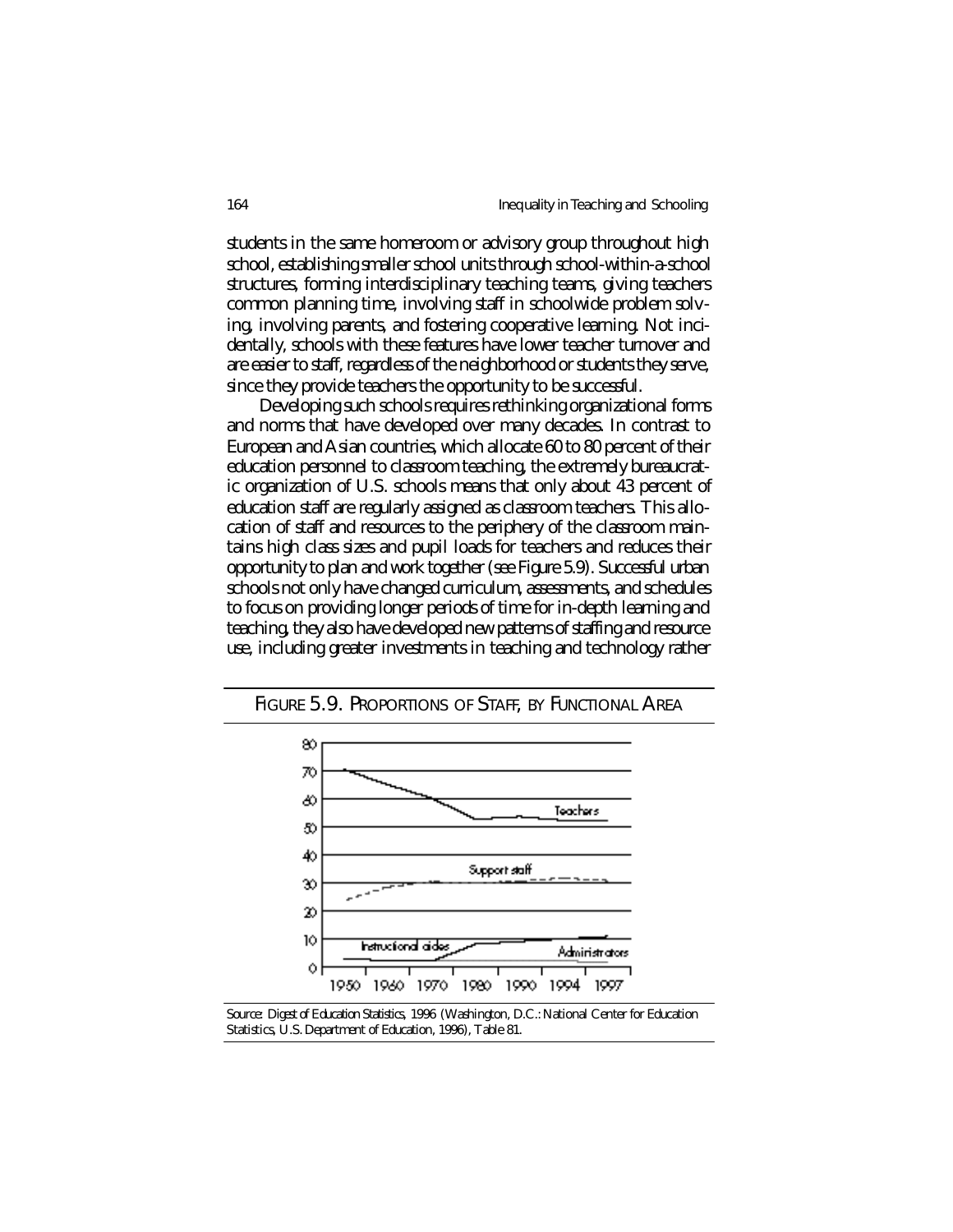students in the same homeroom or advisory group throughout high school, establishing smaller school units through school-within-a-school structures, forming interdisciplinary teaching teams, giving teachers common planning time, involving staff in schoolwide problem solving, involving parents, and fostering cooperative learning. Not incidentally, schools with these features have lower teacher turnover and are easier to staff, regardless of the neighborhood or students they serve, since they provide teachers the opportunity to be successful.

Developing such schools requires rethinking organizational forms and norms that have developed over many decades. In contrast to European and Asian countries, which allocate 60 to 80 percent of their education personnel to classroom teaching, the extremely bureaucratic organization of U.S. schools means that only about 43 percent of education staff are regularly assigned as classroom teachers. This allocation of staff and resources to the periphery of the classroom maintains high class sizes and pupil loads for teachers and reduces their opportunity to plan and work together (see Figure 5.9). Successful urban schools not only have changed curriculum, assessments, and schedules to focus on providing longer periods of time for in-depth learning and teaching, they also have developed new patterns of staffing and resource use, including greater investments in teaching and technology rather

FIGURE 5.9. PROPORTIONS OF STAFF, BY FUNCTIONAL AREA

Source: Digest of Education Statistics, 1996 (Washington, D.C.: National Center for Education Statistics, U.S. Department of Education, 1996), Table 81.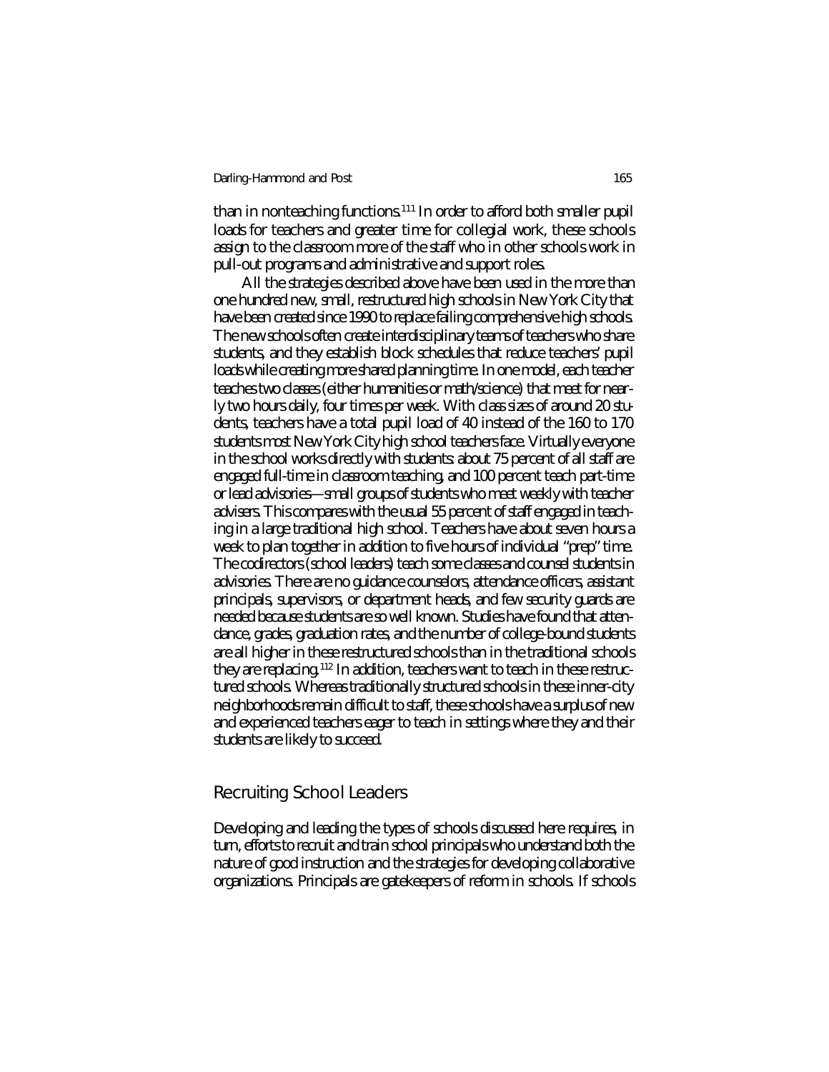than in nonteaching functions.[111] In order to afford both smaller pupil loads for teachers and greater time for collegial work, these schools assign to the classroom more of the staff who in other schools work in pull-out programs and administrative and support roles.

All the strategies described above have been used in the more than one hundred new, small, restructured high schools in New York City that have been created since 1990 to replace failing comprehensive high schools. The new schools often create interdisciplinary teams of teachers who share students, and they establish block schedules that reduce teachers' pupil loads while creating more shared planning time. In one model, each teacher teaches two classes (either humanities or math/science) that meet for nearly two hours daily, four times per week. With class sizes of around 20 students, teachers have a total pupil load of 40 instead of the 160 to 170 students most New York City high school teachers face. Virtually everyone in the school works directly with students: about 75 percent of all staff are engaged full-time in classroom teaching, and 100 percent teach part-time or lead advisories—small groups of students who meet weekly with teacher advisers. This compares with the usual 55 percent of staff engaged in teaching in a large traditional high school. Teachers have about seven hours a week to plan together in addition to five hours of individual "prep" time. The codirectors (school leaders) teach some classes and counsel students in advisories. There are no guidance counselors, attendance officers, assistant principals, supervisors, or department heads, and few security guards are needed because students are so well known. Studies have found that attendance, grades, graduation rates, and the number of college-bound students are all higher in these restructured schools than in the traditional schools they are replacing.[112] In addition, teachers want to teach in these restructured schools. Whereas traditionally structured schools in these inner-city neighborhoods remain difficult to staff, these schools have a surplus of new and experienced teachers eager to teach in settings where they and their students are likely to succeed.

## Recruiting School Leaders

Developing and leading the types of schools discussed here requires, in turn, efforts to recruit and train school principals who understand both the nature of good instruction and the strategies for developing collaborative organizations. Principals are gatekeepers of reform in schools. If schools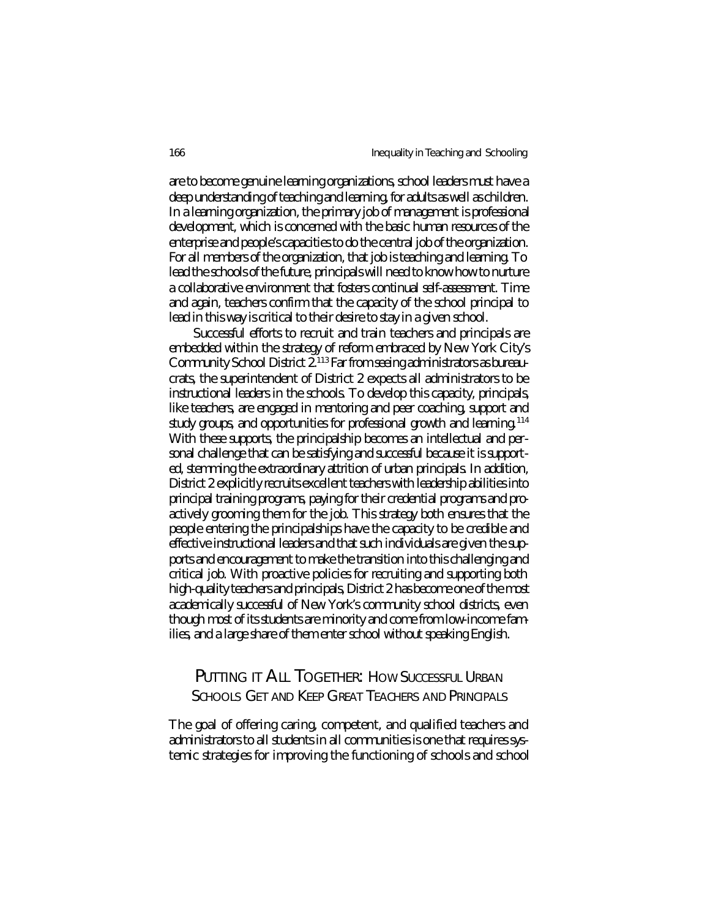are to become genuine learning organizations, school leaders must have a deep understanding of teaching and learning, for adults as well as children. In a learning organization, the primary job of management is professional development, which is concerned with the basic human resources of the enterprise and people's capacities to do the central job of the organization. For all members of the organization, that job is teaching and learning. To lead the schools of the future, principals will need to know how to nurture a collaborative environment that fosters continual self-assessment. Time and again, teachers confirm that the capacity of the school principal to lead in this way is critical to their desire to stay in a given school.

Successful efforts to recruit and train teachers and principals are embedded within the strategy of reform embraced by New York City's Community School District 2.[113] Far from seeing administrators as bureaucrats, the superintendent of District 2 expects all administrators to be instructional leaders in the schools. To develop this capacity, principals, like teachers, are engaged in mentoring and peer coaching, support and study groups, and opportunities for professional growth and learning.[114] With these supports, the principalship becomes an intellectual and personal challenge that can be satisfying and successful because it is supported, stemming the extraordinary attrition of urban principals. In addition, District 2 explicitly recruits excellent teachers with leadership abilities into principal training programs, paying for their credential programs and proactively grooming them for the job. This strategy both ensures that the people entering the principalships have the capacity to be credible and effective instructional leaders and that such individuals are given the supports and encouragement to make the transition into this challenging and critical job. With proactive policies for recruiting and supporting both high-quality teachers and principals, District 2 has become one of the most academically successful of New York's community school districts, even though most of its students are minority and come from low-income families, and a large share of them enter school without speaking English.

## PUTTING IT ALL TOGETHER: HOW SUCCESSFUL URBAN SCHOOLS GET AND KEEP GREAT TEACHERS AND PRINCIPALS

The goal of offering caring, competent, and qualified teachers and administrators to all students in all communities is one that requires systemic strategies for improving the functioning of schools and school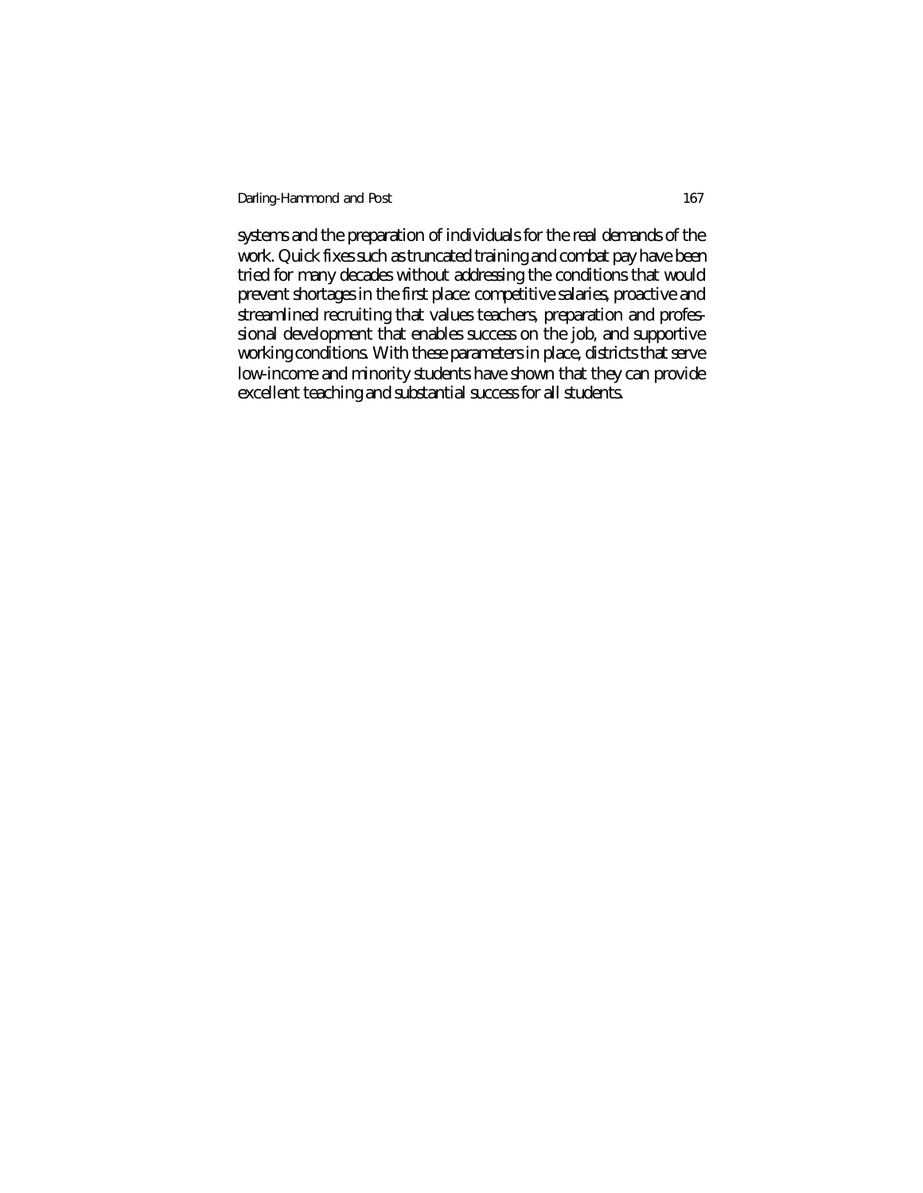systems and the preparation of individuals for the real demands of the work. Quick fixes such as truncated training and combat pay have been tried for many decades without addressing the conditions that would prevent shortages in the first place: competitive salaries, proactive and streamlined recruiting that values teachers, preparation and professional development that enables success on the job, and supportive working conditions. With these parameters in place, districts that serve low-income and minority students have shown that they can provide excellent teaching and substantial success for all students.